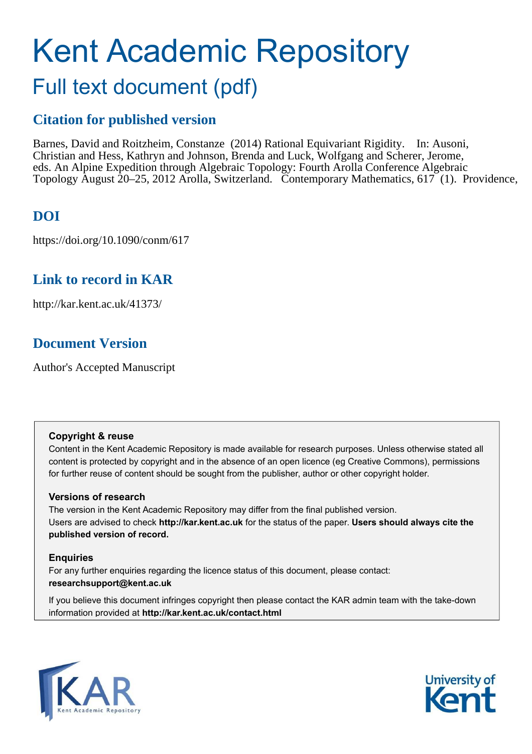# Kent Academic Repository

## Full text document (pdf)

### Citation for published version

Barnes, David and Roitzheim, Constanze (2014) Rational Equivariant Rigidity. In: Ausoni, Christian and Hess, Kathryn and Johnson, Brenda and Luck, Wolfgang and Scherer, Jerome, eds. An Alpine Expedition through Algebraic Topology: Fourth Arolla Conference Algebraic Topology August 20–25, 2012 Arolla, Switzerland. Contemporary Mathematics, 617 (1). Providence,

### DOI

https://doi.org/10.1090/conm/617

### Link to record in KAR

http://kar.kent.ac.uk/41373/

### Document Version

Author's Accepted Manuscript

**Copyright & reuse**

Content in the Kent Academic Repository is made available for research purposes. Unless otherwise stated all content is protected by copyright and in the absence of an open licence (eg Creative Commons), permissions for further reuse of content should be sought from the publisher, author or other copyright holder.

**Versions of research**

The version in the Kent Academic Repository may differ from the final published version. Users are advised to check **http://kar.kent.ac.uk** for the status of the paper. **Users should always cite the published version of record.**

**Enquiries**

For any further enquiries regarding the licence status of this document, please contact: **researchsupport@kent.ac.uk**

If you believe this document infringes copyright then please contact the KAR admin team with the take-down information provided at **http://kar.kent.ac.uk/contact.html**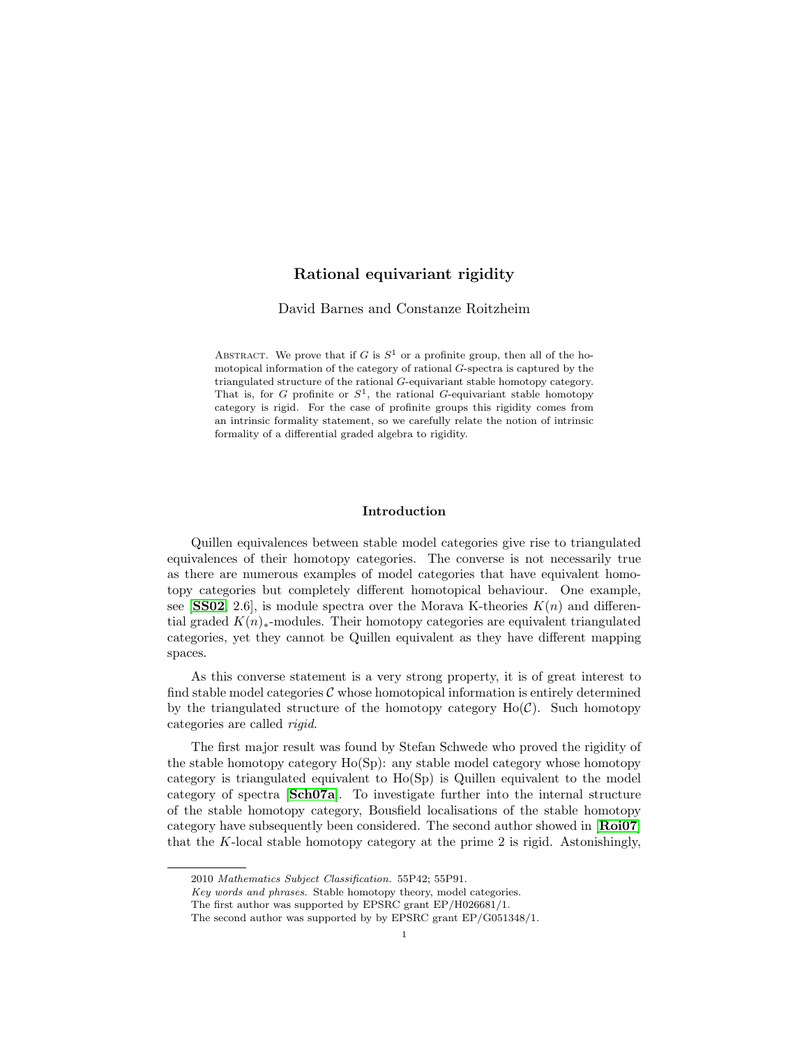# Rational equivariant rigidity

David Barnes and Constanze Roitzheim

Abstract. We prove that if $G$ is $S^1$ or a profinite group, then all of the homotopical information of the category of rational $G$-spectra is captured by the triangulated structure of the rational $G$-equivariant stable homotopy category. That is, for $G$ profinite or $S^1$, the rational $G$-equivariant stable homotopy category is rigid. For the case of profinite groups this rigidity comes from an intrinsic formality statement, so we carefully relate the notion of intrinsic formality of a differential graded algebra to rigidity.

## Introduction

Quillen equivalences between stable model categories give rise to triangulated equivalences of their homotopy categories. The converse is not necessarily true as there are numerous examples of model categories that have equivalent homotopy categories but completely different homotopical behaviour. One example, see [**SS02**, 2.6], is module spectra over the Morava K-theories $K(n)$ and differential graded $K(n)_*$-modules. Their homotopy categories are equivalent triangulated categories, yet they cannot be Quillen equivalent as they have different mapping spaces.

As this converse statement is a very strong property, it is of great interest to find stable model categories $\mathcal{C}$ whose homotopical information is entirely determined by the triangulated structure of the homotopy category $\mathrm{Ho}(\mathcal{C})$. Such homotopy categories are called *rigid*.

The first major result was found by Stefan Schwede who proved the rigidity of the stable homotopy category $\mathrm{Ho}(\mathrm{Sp})$: any stable model category whose homotopy category is triangulated equivalent to $\mathrm{Ho}(\mathrm{Sp})$ is Quillen equivalent to the model category of spectra [**Sch07a**]. To investigate further into the internal structure of the stable homotopy category, Bousfield localisations of the stable homotopy category have subsequently been considered. The second author showed in [**Roi07**] that the $K$-local stable homotopy category at the prime 2 is rigid. Astonishingly,

2010 *Mathematics Subject Classification.* 55P42; 55P91.

*Key words and phrases.* Stable homotopy theory, model categories.

The first author was supported by EPSRC grant EP/H026681/1.

The second author was supported by by EPSRC grant EP/G051348/1.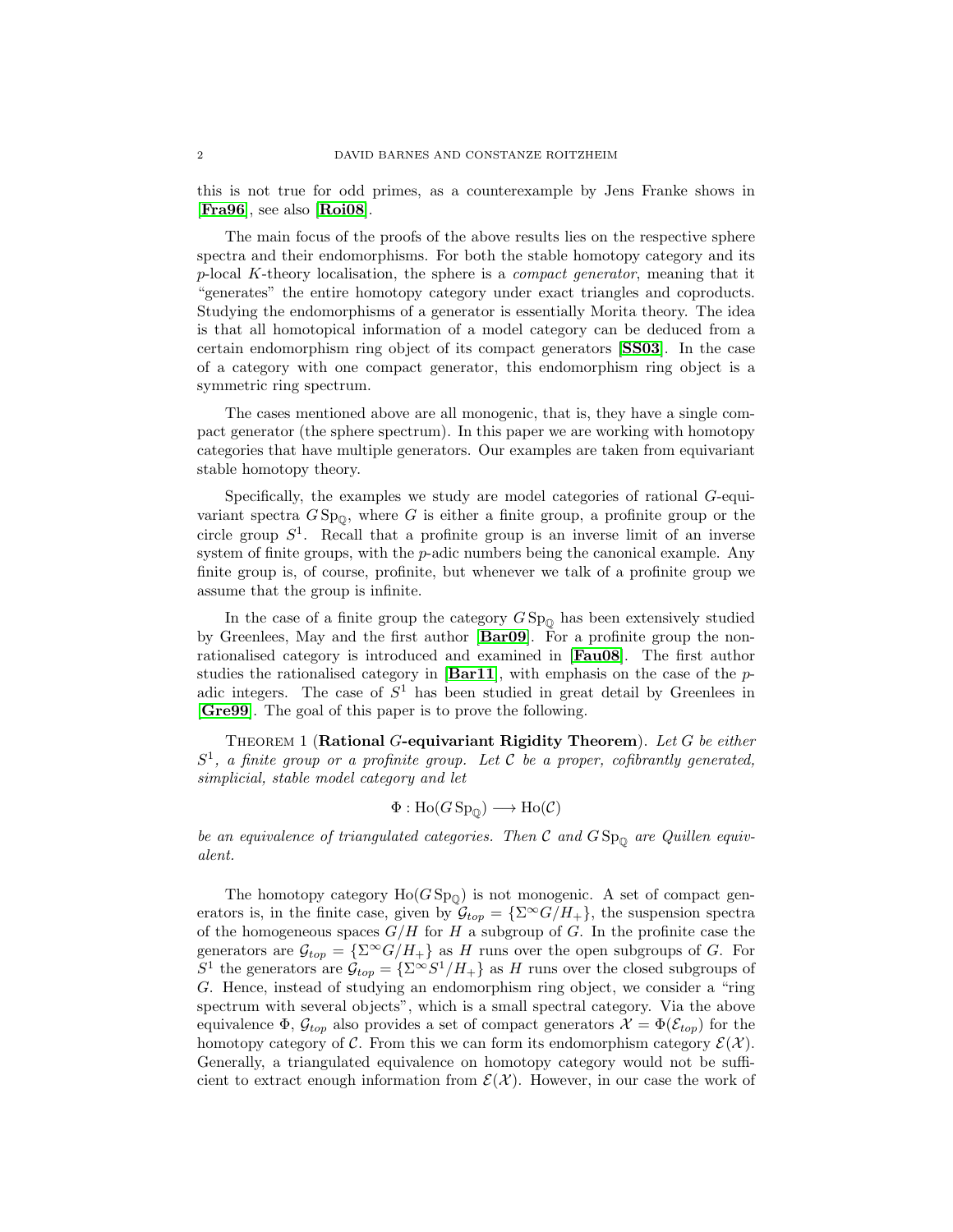this is not true for odd primes, as a counterexample by Jens Franke shows in [**Fra96**], see also [**Roi08**].

The main focus of the proofs of the above results lies on the respective sphere spectra and their endomorphisms. For both the stable homotopy category and its $p$-local $K$-theory localisation, the sphere is a *compact generator*, meaning that it "generates" the entire homotopy category under exact triangles and coproducts. Studying the endomorphisms of a generator is essentially Morita theory. The idea is that all homotopical information of a model category can be deduced from a certain endomorphism ring object of its compact generators [**SS03**]. In the case of a category with one compact generator, this endomorphism ring object is a symmetric ring spectrum.

The cases mentioned above are all monogenic, that is, they have a single compact generator (the sphere spectrum). In this paper we are working with homotopy categories that have multiple generators. Our examples are taken from equivariant stable homotopy theory.

Specifically, the examples we study are model categories of rational $G$-equivariant spectra $G\,\mathrm{Sp}_{\mathbb{Q}}$, where $G$ is either a finite group, a profinite group or the circle group $S^1$. Recall that a profinite group is an inverse limit of an inverse system of finite groups, with the $p$-adic numbers being the canonical example. Any finite group is, of course, profinite, but whenever we talk of a profinite group we assume that the group is infinite.

In the case of a finite group the category $G\,\mathrm{Sp}_{\mathbb{Q}}$ has been extensively studied by Greenlees, May and the first author [**Bar09**]. For a profinite group the non-rationalised category is introduced and examined in [**Fau08**]. The first author studies the rationalised category in [**Bar11**], with emphasis on the case of the $p$-adic integers. The case of $S^1$ has been studied in great detail by Greenlees in [**Gre99**]. The goal of this paper is to prove the following.

Theorem 1 (**Rational $G$-equivariant Rigidity Theorem**). *Let $G$ be either $S^1$, a finite group or a profinite group. Let $\mathcal{C}$ be a proper, cofibrantly generated, simplicial, stable model category and let*

$$\Phi : \mathrm{Ho}(G\,\mathrm{Sp}_{\mathbb{Q}}) \longrightarrow \mathrm{Ho}(\mathcal{C})$$

*be an equivalence of triangulated categories. Then $\mathcal{C}$ and $G\,\mathrm{Sp}_{\mathbb{Q}}$ are Quillen equivalent.*

The homotopy category $\mathrm{Ho}(G\,\mathrm{Sp}_{\mathbb{Q}})$ is not monogenic. A set of compact generators is, in the finite case, given by $\mathcal{G}_{top} = \{\Sigma^\infty G/H_+\}$, the suspension spectra of the homogeneous spaces $G/H$ for $H$ a subgroup of $G$. In the profinite case the generators are $\mathcal{G}_{top} = \{\Sigma^\infty G/H_+\}$ as $H$ runs over the open subgroups of $G$. For $S^1$ the generators are $\mathcal{G}_{top} = \{\Sigma^\infty S^1/H_+\}$ as $H$ runs over the closed subgroups of $G$. Hence, instead of studying an endomorphism ring object, we consider a "ring spectrum with several objects", which is a small spectral category. Via the above equivalence $\Phi$, $\mathcal{G}_{top}$ also provides a set of compact generators $\mathcal{X} = \Phi(\mathcal{E}_{top})$ for the homotopy category of $\mathcal{C}$. From this we can form its endomorphism category $\mathcal{E}(\mathcal{X})$. Generally, a triangulated equivalence on homotopy category would not be sufficient to extract enough information from $\mathcal{E}(\mathcal{X})$. However, in our case the work of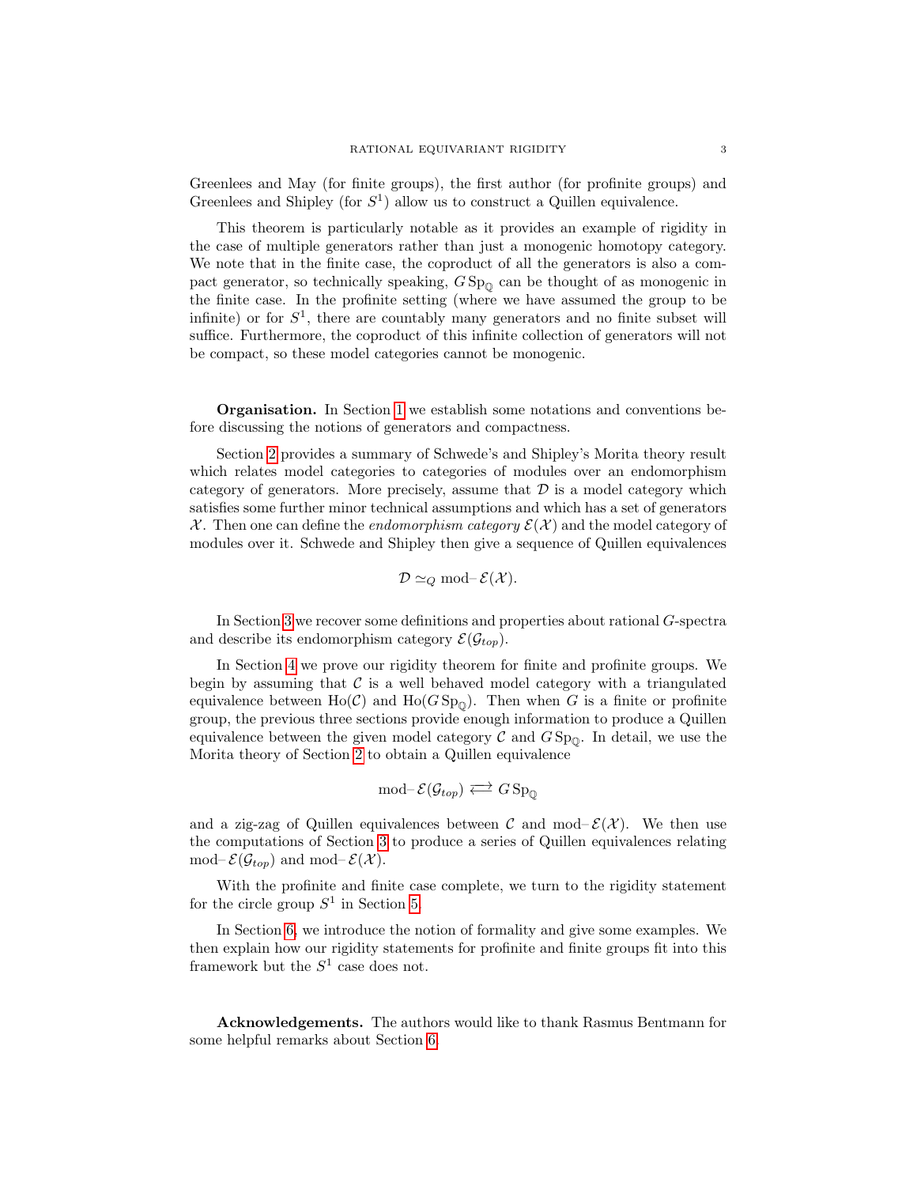Greenlees and May (for finite groups), the first author (for profinite groups) and Greenlees and Shipley (for $S^1$) allow us to construct a Quillen equivalence.

This theorem is particularly notable as it provides an example of rigidity in the case of multiple generators rather than just a monogenic homotopy category. We note that in the finite case, the coproduct of all the generators is also a compact generator, so technically speaking, $G\,\mathrm{Sp}_{\mathbb{Q}}$ can be thought of as monogenic in the finite case. In the profinite setting (where we have assumed the group to be infinite) or for $S^1$, there are countably many generators and no finite subset will suffice. Furthermore, the coproduct of this infinite collection of generators will not be compact, so these model categories cannot be monogenic.

**Organisation.** In Section 1 we establish some notations and conventions before discussing the notions of generators and compactness.

Section 2 provides a summary of Schwede's and Shipley's Morita theory result which relates model categories to categories of modules over an endomorphism category of generators. More precisely, assume that $\mathcal{D}$ is a model category which satisfies some further minor technical assumptions and which has a set of generators $\mathcal{X}$. Then one can define the *endomorphism category* $\mathcal{E}(\mathcal{X})$ and the model category of modules over it. Schwede and Shipley then give a sequence of Quillen equivalences

$$\mathcal{D} \simeq_Q \text{mod--}\,\mathcal{E}(\mathcal{X}).$$

In Section 3 we recover some definitions and properties about rational $G$-spectra and describe its endomorphism category $\mathcal{E}(\mathcal{G}_{top})$.

In Section 4 we prove our rigidity theorem for finite and profinite groups. We begin by assuming that $\mathcal{C}$ is a well behaved model category with a triangulated equivalence between $\mathrm{Ho}(\mathcal{C})$ and $\mathrm{Ho}(G\,\mathrm{Sp}_{\mathbb{Q}})$. Then when $G$ is a finite or profinite group, the previous three sections provide enough information to produce a Quillen equivalence between the given model category $\mathcal{C}$ and $G\,\mathrm{Sp}_{\mathbb{Q}}$. In detail, we use the Morita theory of Section 2 to obtain a Quillen equivalence

$$\text{mod--}\,\mathcal{E}(\mathcal{G}_{top}) \rightleftarrows G\,\mathrm{Sp}_{\mathbb{Q}}$$

and a zig-zag of Quillen equivalences between $\mathcal{C}$ and mod– $\mathcal{E}(\mathcal{X})$. We then use the computations of Section 3 to produce a series of Quillen equivalences relating mod– $\mathcal{E}(\mathcal{G}_{top})$ and mod– $\mathcal{E}(\mathcal{X})$.

With the profinite and finite case complete, we turn to the rigidity statement for the circle group $S^1$ in Section 5.

In Section 6, we introduce the notion of formality and give some examples. We then explain how our rigidity statements for profinite and finite groups fit into this framework but the $S^1$ case does not.

**Acknowledgements.** The authors would like to thank Rasmus Bentmann for some helpful remarks about Section 6.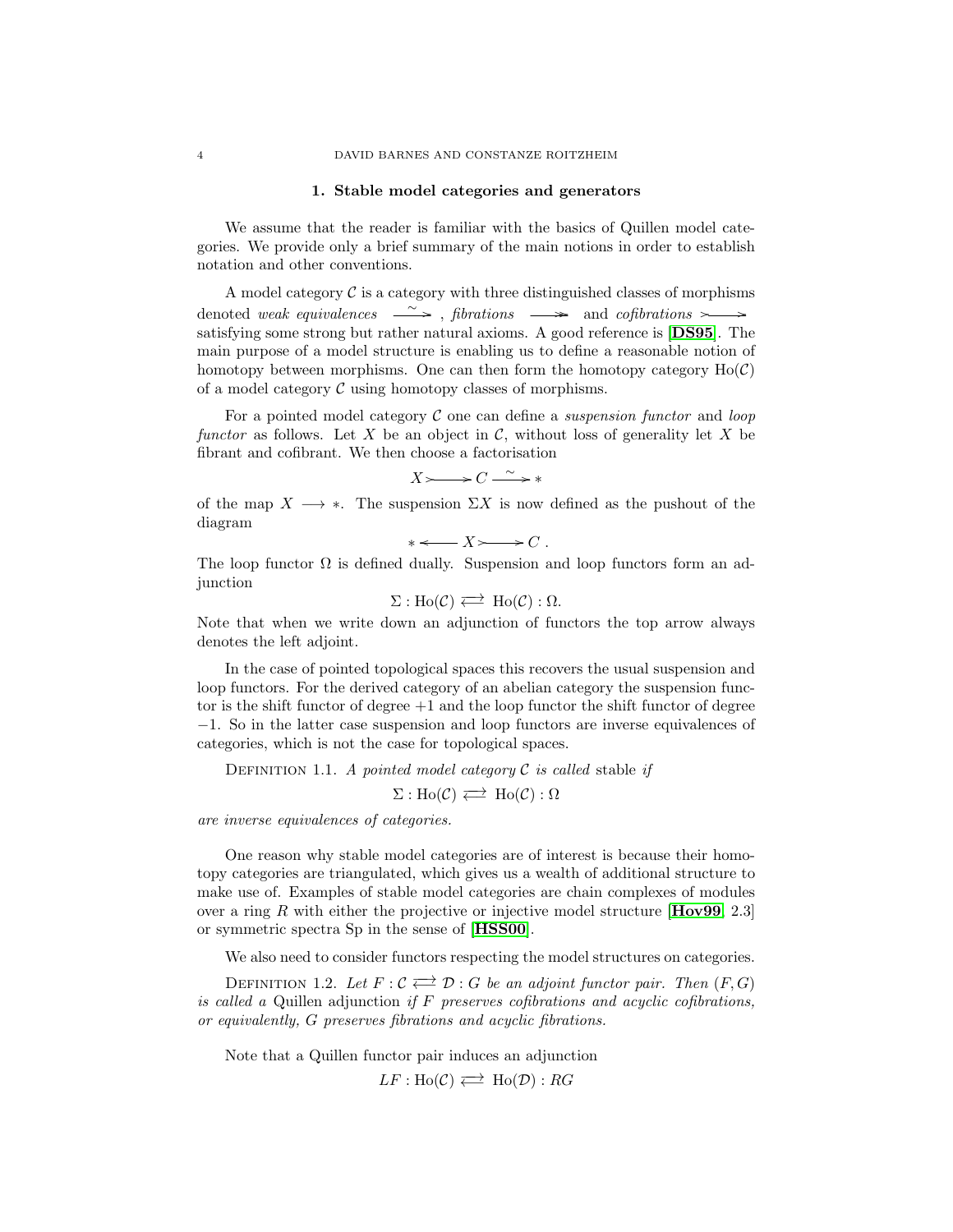## 1. Stable model categories and generators

We assume that the reader is familiar with the basics of Quillen model categories. We provide only a brief summary of the main notions in order to establish notation and other conventions.

A model category $\mathcal{C}$ is a category with three distinguished classes of morphisms denoted *weak equivalences* $\xrightarrow{\sim}$ , *fibrations* $\twoheadrightarrow$ and *cofibrations* $\rightarrowtail$ satisfying some strong but rather natural axioms. A good reference is [**DS95**]. The main purpose of a model structure is enabling us to define a reasonable notion of homotopy between morphisms. One can then form the homotopy category $\mathrm{Ho}(\mathcal{C})$ of a model category $\mathcal{C}$ using homotopy classes of morphisms.

For a pointed model category $\mathcal{C}$ one can define a *suspension functor* and *loop functor* as follows. Let $X$ be an object in $\mathcal{C}$, without loss of generality let $X$ be fibrant and cofibrant. We then choose a factorisation

$$X \rightarrowtail C \xrightarrow{\sim} *$$

of the map $X \longrightarrow *$. The suspension $\Sigma X$ is now defined as the pushout of the diagram

$$* \longleftarrow X \rightarrowtail C\ .$$

The loop functor $\Omega$ is defined dually. Suspension and loop functors form an adjunction

$$\Sigma : \mathrm{Ho}(\mathcal{C}) \rightleftarrows \mathrm{Ho}(\mathcal{C}) : \Omega.$$

Note that when we write down an adjunction of functors the top arrow always denotes the left adjoint.

In the case of pointed topological spaces this recovers the usual suspension and loop functors. For the derived category of an abelian category the suspension functor is the shift functor of degree $+1$ and the loop functor the shift functor of degree $-1$. So in the latter case suspension and loop functors are inverse equivalences of categories, which is not the case for topological spaces.

Definition 1.1. *A pointed model category $\mathcal{C}$ is called* stable *if*

$$\Sigma : \mathrm{Ho}(\mathcal{C}) \rightleftarrows \mathrm{Ho}(\mathcal{C}) : \Omega$$

*are inverse equivalences of categories.*

One reason why stable model categories are of interest is because their homotopy categories are triangulated, which gives us a wealth of additional structure to make use of. Examples of stable model categories are chain complexes of modules over a ring $R$ with either the projective or injective model structure [**Hov99**, 2.3] or symmetric spectra Sp in the sense of [**HSS00**].

We also need to consider functors respecting the model structures on categories.

Definition 1.2. *Let $F : \mathcal{C} \rightleftarrows \mathcal{D} : G$ be an adjoint functor pair. Then $(F, G)$ is called a* Quillen adjunction *if $F$ preserves cofibrations and acyclic cofibrations, or equivalently, $G$ preserves fibrations and acyclic fibrations.*

Note that a Quillen functor pair induces an adjunction

$$LF : \mathrm{Ho}(\mathcal{C}) \rightleftarrows \mathrm{Ho}(\mathcal{D}) : RG$$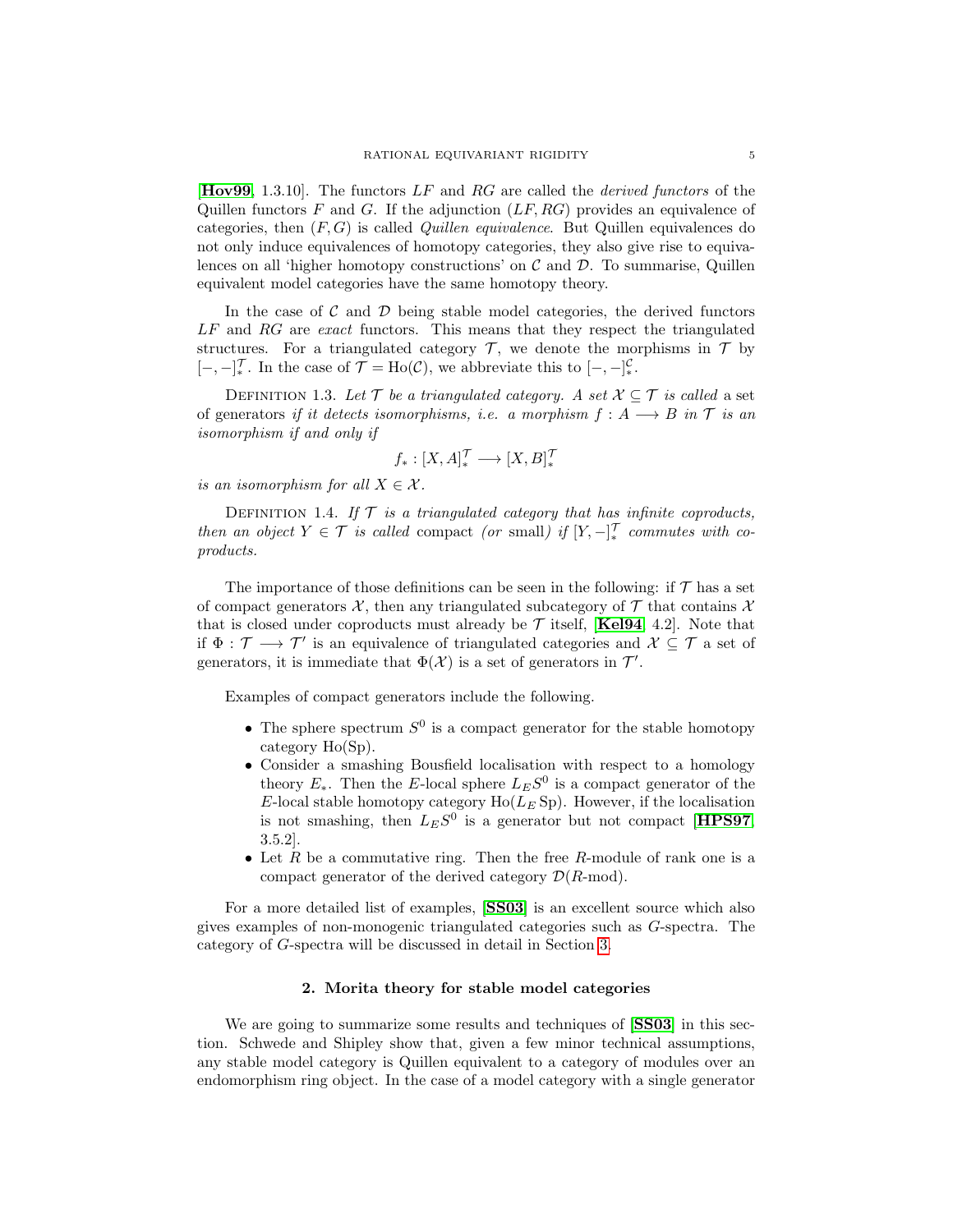[**Hov99**, 1.3.10]. The functors $LF$ and $RG$ are called the *derived functors* of the Quillen functors $F$ and $G$. If the adjunction $(LF, RG)$ provides an equivalence of categories, then $(F, G)$ is called *Quillen equivalence*. But Quillen equivalences do not only induce equivalences of homotopy categories, they also give rise to equivalences on all 'higher homotopy constructions' on $\mathcal{C}$ and $\mathcal{D}$. To summarise, Quillen equivalent model categories have the same homotopy theory.

In the case of $\mathcal{C}$ and $\mathcal{D}$ being stable model categories, the derived functors $LF$ and $RG$ are *exact* functors. This means that they respect the triangulated structures. For a triangulated category $\mathcal{T}$, we denote the morphisms in $\mathcal{T}$ by $[-,-]_*^{\mathcal{T}}$. In the case of $\mathcal{T} = \mathrm{Ho}(\mathcal{C})$, we abbreviate this to $[-,-]_*^{\mathcal{C}}$.

Definition 1.3. *Let $\mathcal{T}$ be a triangulated category. A set $\mathcal{X} \subseteq \mathcal{T}$ is called* a set of generators *if it detects isomorphisms, i.e. a morphism $f : A \longrightarrow B$ in $\mathcal{T}$ is an isomorphism if and only if*

$$f_* : [X, A]_*^{\mathcal{T}} \longrightarrow [X, B]_*^{\mathcal{T}}$$

*is an isomorphism for all $X \in \mathcal{X}$.*

Definition 1.4. *If $\mathcal{T}$ is a triangulated category that has infinite coproducts, then an object $Y \in \mathcal{T}$ is called* compact *(or* small*) if $[Y, -]_*^{\mathcal{T}}$ commutes with coproducts.*

The importance of those definitions can be seen in the following: if $\mathcal{T}$ has a set of compact generators $\mathcal{X}$, then any triangulated subcategory of $\mathcal{T}$ that contains $\mathcal{X}$ that is closed under coproducts must already be $\mathcal{T}$ itself, [**Kel94**, 4.2]. Note that if $\Phi : \mathcal{T} \longrightarrow \mathcal{T}'$ is an equivalence of triangulated categories and $\mathcal{X} \subseteq \mathcal{T}$ a set of generators, it is immediate that $\Phi(\mathcal{X})$ is a set of generators in $\mathcal{T}'$.

Examples of compact generators include the following.

- The sphere spectrum $S^0$ is a compact generator for the stable homotopy category $\mathrm{Ho}(\mathrm{Sp})$.
- Consider a smashing Bousfield localisation with respect to a homology theory $E_*$. Then the $E$-local sphere $L_E S^0$ is a compact generator of the $E$-local stable homotopy category $\mathrm{Ho}(L_E \mathrm{Sp})$. However, if the localisation is not smashing, then $L_E S^0$ is a generator but not compact [**HPS97**, 3.5.2].
- Let $R$ be a commutative ring. Then the free $R$-module of rank one is a compact generator of the derived category $\mathcal{D}(R\text{-mod})$.

For a more detailed list of examples, [**SS03**] is an excellent source which also gives examples of non-monogenic triangulated categories such as $G$-spectra. The category of $G$-spectra will be discussed in detail in Section 3.

## 2. Morita theory for stable model categories

We are going to summarize some results and techniques of [**SS03**] in this section. Schwede and Shipley show that, given a few minor technical assumptions, any stable model category is Quillen equivalent to a category of modules over an endomorphism ring object. In the case of a model category with a single generator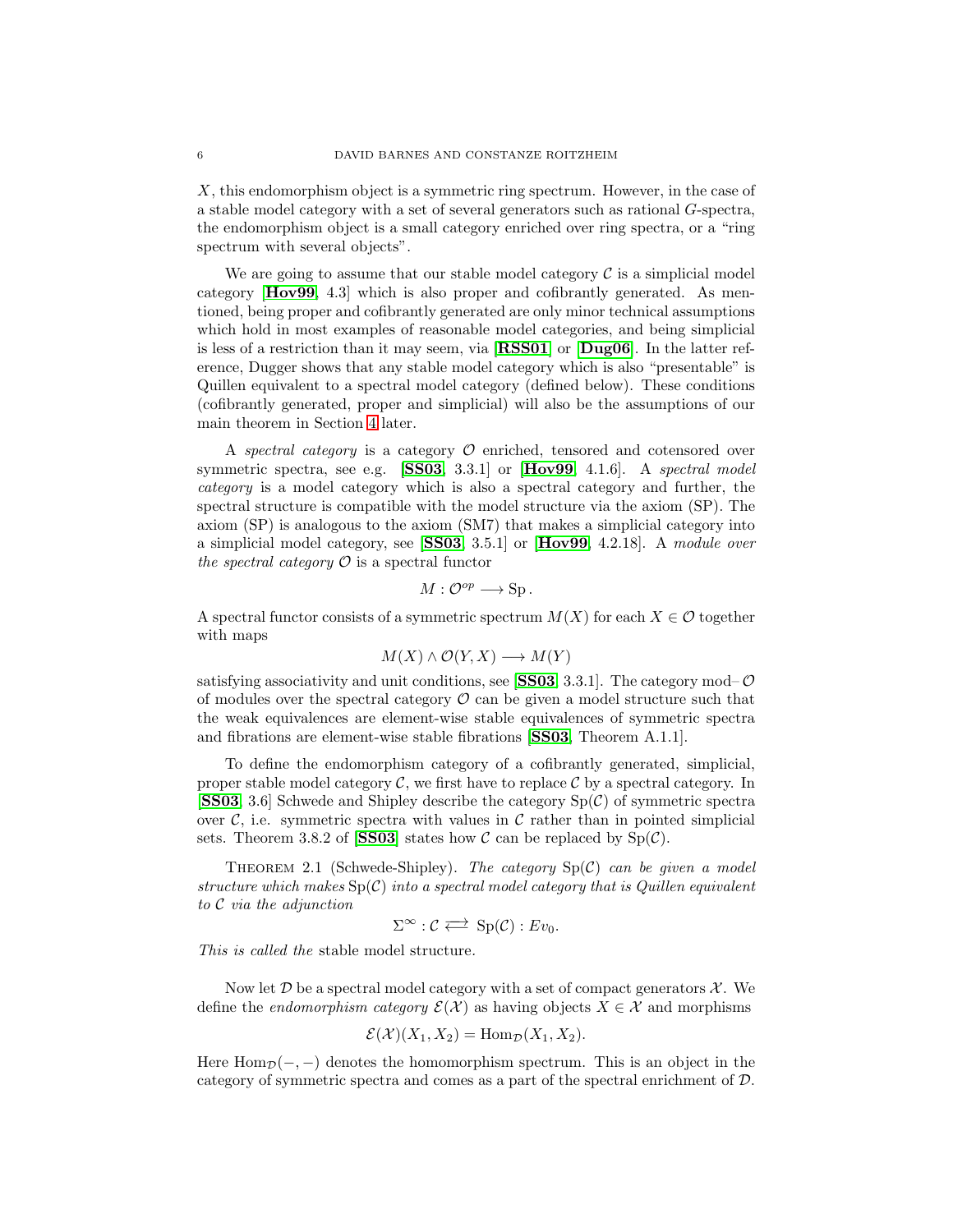$X$, this endomorphism object is a symmetric ring spectrum. However, in the case of a stable model category with a set of several generators such as rational $G$-spectra, the endomorphism object is a small category enriched over ring spectra, or a "ring spectrum with several objects".

We are going to assume that our stable model category $\mathcal{C}$ is a simplicial model category [**Hov99**, 4.3] which is also proper and cofibrantly generated. As mentioned, being proper and cofibrantly generated are only minor technical assumptions which hold in most examples of reasonable model categories, and being simplicial is less of a restriction than it may seem, via [**RSS01**] or [**Dug06**]. In the latter reference, Dugger shows that any stable model category which is also "presentable" is Quillen equivalent to a spectral model category (defined below). These conditions (cofibrantly generated, proper and simplicial) will also be the assumptions of our main theorem in Section 4 later.

A *spectral category* is a category $\mathcal{O}$ enriched, tensored and cotensored over symmetric spectra, see e.g. [**SS03**, 3.3.1] or [**Hov99**, 4.1.6]. A *spectral model category* is a model category which is also a spectral category and further, the spectral structure is compatible with the model structure via the axiom (SP). The axiom (SP) is analogous to the axiom (SM7) that makes a simplicial category into a simplicial model category, see [**SS03**, 3.5.1] or [**Hov99**, 4.2.18]. A *module over the spectral category* $\mathcal{O}$ is a spectral functor

$$M : \mathcal{O}^{op} \longrightarrow \mathrm{Sp}\,.$$

A spectral functor consists of a symmetric spectrum $M(X)$ for each $X \in \mathcal{O}$ together with maps

$$M(X) \wedge \mathcal{O}(Y,X) \longrightarrow M(Y)$$

satisfying associativity and unit conditions, see [**SS03**, 3.3.1]. The category mod–$\mathcal{O}$ of modules over the spectral category $\mathcal{O}$ can be given a model structure such that the weak equivalences are element-wise stable equivalences of symmetric spectra and fibrations are element-wise stable fibrations [**SS03**, Theorem A.1.1].

To define the endomorphism category of a cofibrantly generated, simplicial, proper stable model category $\mathcal{C}$, we first have to replace $\mathcal{C}$ by a spectral category. In [**SS03**, 3.6] Schwede and Shipley describe the category $\mathrm{Sp}(\mathcal{C})$ of symmetric spectra over $\mathcal{C}$, i.e. symmetric spectra with values in $\mathcal{C}$ rather than in pointed simplicial sets. Theorem 3.8.2 of [**SS03**] states how $\mathcal{C}$ can be replaced by $\mathrm{Sp}(\mathcal{C})$.

Theorem 2.1 (Schwede-Shipley). *The category $\mathrm{Sp}(\mathcal{C})$ can be given a model structure which makes $\mathrm{Sp}(\mathcal{C})$ into a spectral model category that is Quillen equivalent to $\mathcal{C}$ via the adjunction*

$$\Sigma^\infty : \mathcal{C} \rightleftarrows \mathrm{Sp}(\mathcal{C}) : Ev_0.$$

*This is called the* stable model structure.

Now let $\mathcal{D}$ be a spectral model category with a set of compact generators $\mathcal{X}$. We define the *endomorphism category* $\mathcal{E}(\mathcal{X})$ as having objects $X \in \mathcal{X}$ and morphisms

$$\mathcal{E}(\mathcal{X})(X_1, X_2) = \mathrm{Hom}_{\mathcal{D}}(X_1, X_2).$$

Here $\mathrm{Hom}_{\mathcal{D}}(-,-)$ denotes the homomorphism spectrum. This is an object in the category of symmetric spectra and comes as a part of the spectral enrichment of $\mathcal{D}$.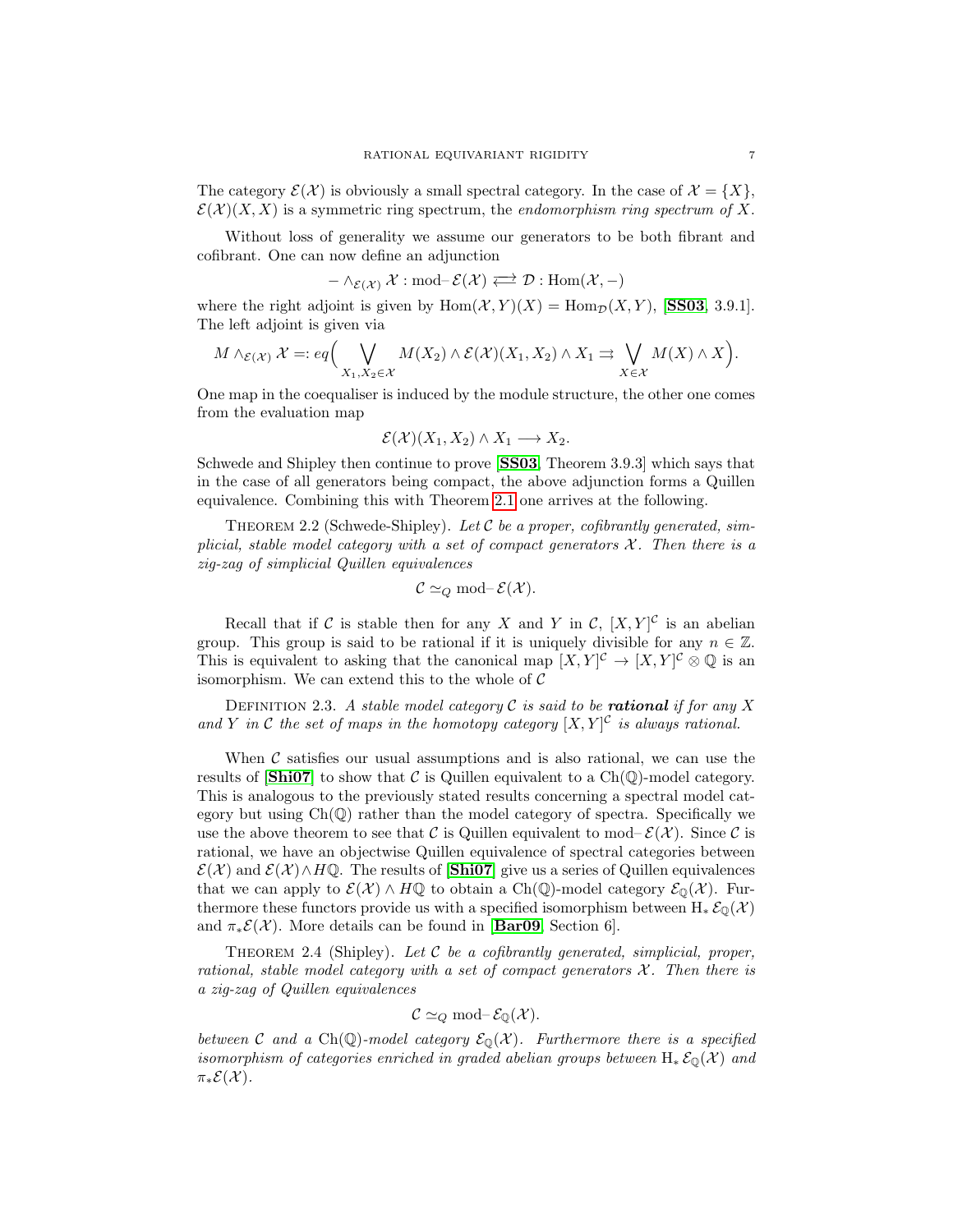The category $\mathcal{E}(\mathcal{X})$ is obviously a small spectral category. In the case of $\mathcal{X} = \{X\}$, $\mathcal{E}(\mathcal{X})(X, X)$ is a symmetric ring spectrum, the *endomorphism ring spectrum of* $X$.

Without loss of generality we assume our generators to be both fibrant and cofibrant. One can now define an adjunction

$$- \wedge_{\mathcal{E}(\mathcal{X})} \mathcal{X} : \text{mod–}\mathcal{E}(\mathcal{X}) \rightleftarrows \mathcal{D} : \text{Hom}(\mathcal{X}, -)$$

where the right adjoint is given by $\text{Hom}(\mathcal{X}, Y)(X) = \text{Hom}_{\mathcal{D}}(X, Y)$, [**SS03**, 3.9.1]. The left adjoint is given via

$$M \wedge_{\mathcal{E}(\mathcal{X})} \mathcal{X} =: eq\Big( \bigvee_{X_1, X_2 \in \mathcal{X}} M(X_2) \wedge \mathcal{E}(\mathcal{X})(X_1, X_2) \wedge X_1 \rightrightarrows \bigvee_{X \in \mathcal{X}} M(X) \wedge X \Big).$$

One map in the coequaliser is induced by the module structure, the other one comes from the evaluation map

$$\mathcal{E}(\mathcal{X})(X_1, X_2) \wedge X_1 \longrightarrow X_2.$$

Schwede and Shipley then continue to prove [**SS03**, Theorem 3.9.3] which says that in the case of all generators being compact, the above adjunction forms a Quillen equivalence. Combining this with Theorem 2.1 one arrives at the following.

Theorem 2.2 (Schwede-Shipley). *Let $\mathcal{C}$ be a proper, cofibrantly generated, simplicial, stable model category with a set of compact generators $\mathcal{X}$. Then there is a zig-zag of simplicial Quillen equivalences*

$$\mathcal{C} \simeq_Q \text{mod–}\mathcal{E}(\mathcal{X}).$$

Recall that if $\mathcal{C}$ is stable then for any $X$ and $Y$ in $\mathcal{C}$, $[X, Y]^{\mathcal{C}}$ is an abelian group. This group is said to be rational if it is uniquely divisible for any $n \in \mathbb{Z}$. This is equivalent to asking that the canonical map $[X, Y]^{\mathcal{C}} \to [X, Y]^{\mathcal{C}} \otimes \mathbb{Q}$ is an isomorphism. We can extend this to the whole of $\mathcal{C}$

Definition 2.3. *A stable model category $\mathcal{C}$ is said to be* ***rational*** *if for any $X$ and $Y$ in $\mathcal{C}$ the set of maps in the homotopy category $[X, Y]^{\mathcal{C}}$ is always rational.*

When $\mathcal{C}$ satisfies our usual assumptions and is also rational, we can use the results of [**Shi07**] to show that $\mathcal{C}$ is Quillen equivalent to a $\text{Ch}(\mathbb{Q})$-model category. This is analogous to the previously stated results concerning a spectral model category but using $\text{Ch}(\mathbb{Q})$ rather than the model category of spectra. Specifically we use the above theorem to see that $\mathcal{C}$ is Quillen equivalent to $\text{mod–}\mathcal{E}(\mathcal{X})$. Since $\mathcal{C}$ is rational, we have an objectwise Quillen equivalence of spectral categories between $\mathcal{E}(\mathcal{X})$ and $\mathcal{E}(\mathcal{X}) \wedge H\mathbb{Q}$. The results of [**Shi07**] give us a series of Quillen equivalences that we can apply to $\mathcal{E}(\mathcal{X}) \wedge H\mathbb{Q}$ to obtain a $\text{Ch}(\mathbb{Q})$-model category $\mathcal{E}_{\mathbb{Q}}(\mathcal{X})$. Furthermore these functors provide us with a specified isomorphism between $\text{H}_* \mathcal{E}_{\mathbb{Q}}(\mathcal{X})$ and $\pi_* \mathcal{E}(\mathcal{X})$. More details can be found in [**Bar09**, Section 6].

Theorem 2.4 (Shipley). *Let $\mathcal{C}$ be a cofibrantly generated, simplicial, proper, rational, stable model category with a set of compact generators $\mathcal{X}$. Then there is a zig-zag of Quillen equivalences*

$$\mathcal{C} \simeq_Q \text{mod–}\mathcal{E}_{\mathbb{Q}}(\mathcal{X}).$$

*between $\mathcal{C}$ and a $\text{Ch}(\mathbb{Q})$-model category $\mathcal{E}_{\mathbb{Q}}(\mathcal{X})$. Furthermore there is a specified isomorphism of categories enriched in graded abelian groups between $\text{H}_* \mathcal{E}_{\mathbb{Q}}(\mathcal{X})$ and $\pi_* \mathcal{E}(\mathcal{X})$.*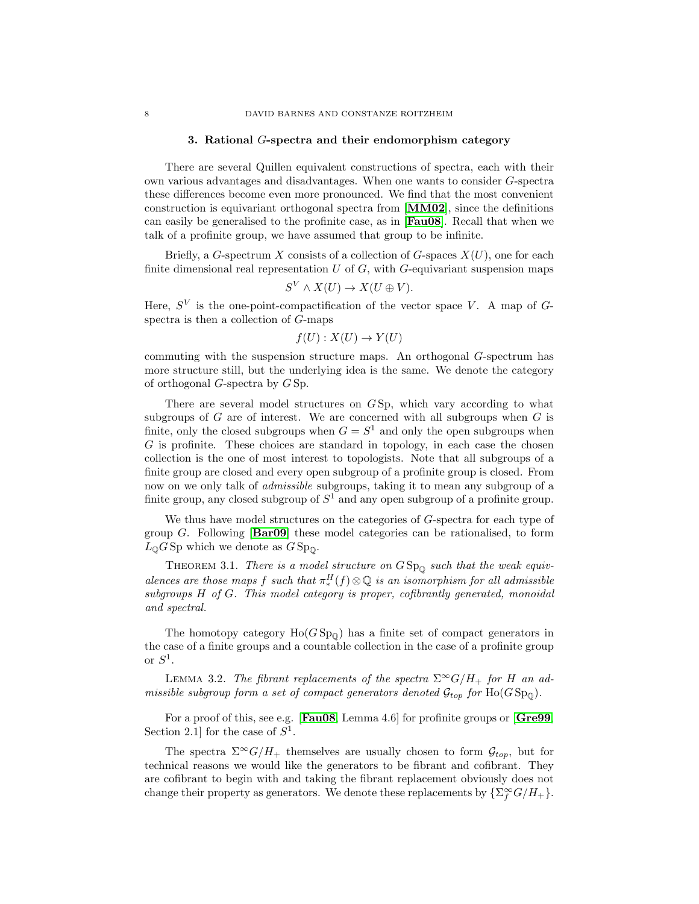## 3. Rational $G$-spectra and their endomorphism category

There are several Quillen equivalent constructions of spectra, each with their own various advantages and disadvantages. When one wants to consider $G$-spectra these differences become even more pronounced. We find that the most convenient construction is equivariant orthogonal spectra from [**MM02**], since the definitions can easily be generalised to the profinite case, as in [**Fau08**]. Recall that when we talk of a profinite group, we have assumed that group to be infinite.

Briefly, a $G$-spectrum $X$ consists of a collection of $G$-spaces $X(U)$, one for each finite dimensional real representation $U$ of $G$, with $G$-equivariant suspension maps

$$S^V \wedge X(U) \to X(U \oplus V).$$

Here, $S^V$ is the one-point-compactification of the vector space $V$. A map of $G$-spectra is then a collection of $G$-maps

$$f(U) : X(U) \to Y(U)$$

commuting with the suspension structure maps. An orthogonal $G$-spectrum has more structure still, but the underlying idea is the same. We denote the category of orthogonal $G$-spectra by $G\,\mathrm{Sp}$.

There are several model structures on $G\,\mathrm{Sp}$, which vary according to what subgroups of $G$ are of interest. We are concerned with all subgroups when $G$ is finite, only the closed subgroups when $G = S^1$ and only the open subgroups when $G$ is profinite. These choices are standard in topology, in each case the chosen collection is the one of most interest to topologists. Note that all subgroups of a finite group are closed and every open subgroup of a profinite group is closed. From now on we only talk of *admissible* subgroups, taking it to mean any subgroup of a finite group, any closed subgroup of $S^1$ and any open subgroup of a profinite group.

We thus have model structures on the categories of $G$-spectra for each type of group $G$. Following [**Bar09**] these model categories can be rationalised, to form $L_{\mathbb{Q}}G\,\mathrm{Sp}$ which we denote as $G\,\mathrm{Sp}_{\mathbb{Q}}$.

THEOREM 3.1. *There is a model structure on $G\,\mathrm{Sp}_{\mathbb{Q}}$ such that the weak equivalences are those maps $f$ such that $\pi_*^H(f) \otimes \mathbb{Q}$ is an isomorphism for all admissible subgroups $H$ of $G$. This model category is proper, cofibrantly generated, monoidal and spectral.*

The homotopy category $\mathrm{Ho}(G\,\mathrm{Sp}_{\mathbb{Q}})$ has a finite set of compact generators in the case of a finite groups and a countable collection in the case of a profinite group or $S^1$.

LEMMA 3.2. *The fibrant replacements of the spectra $\Sigma^\infty G/H_+$ for $H$ an admissible subgroup form a set of compact generators denoted $\mathcal{G}_{top}$ for $\mathrm{Ho}(G\,\mathrm{Sp}_{\mathbb{Q}})$.*

For a proof of this, see e.g. [**Fau08**, Lemma 4.6] for profinite groups or [**Gre99**, Section 2.1] for the case of $S^1$.

The spectra $\Sigma^\infty G/H_+$ themselves are usually chosen to form $\mathcal{G}_{top}$, but for technical reasons we would like the generators to be fibrant and cofibrant. They are cofibrant to begin with and taking the fibrant replacement obviously does not change their property as generators. We denote these replacements by $\{\Sigma_f^\infty G/H_+\}$.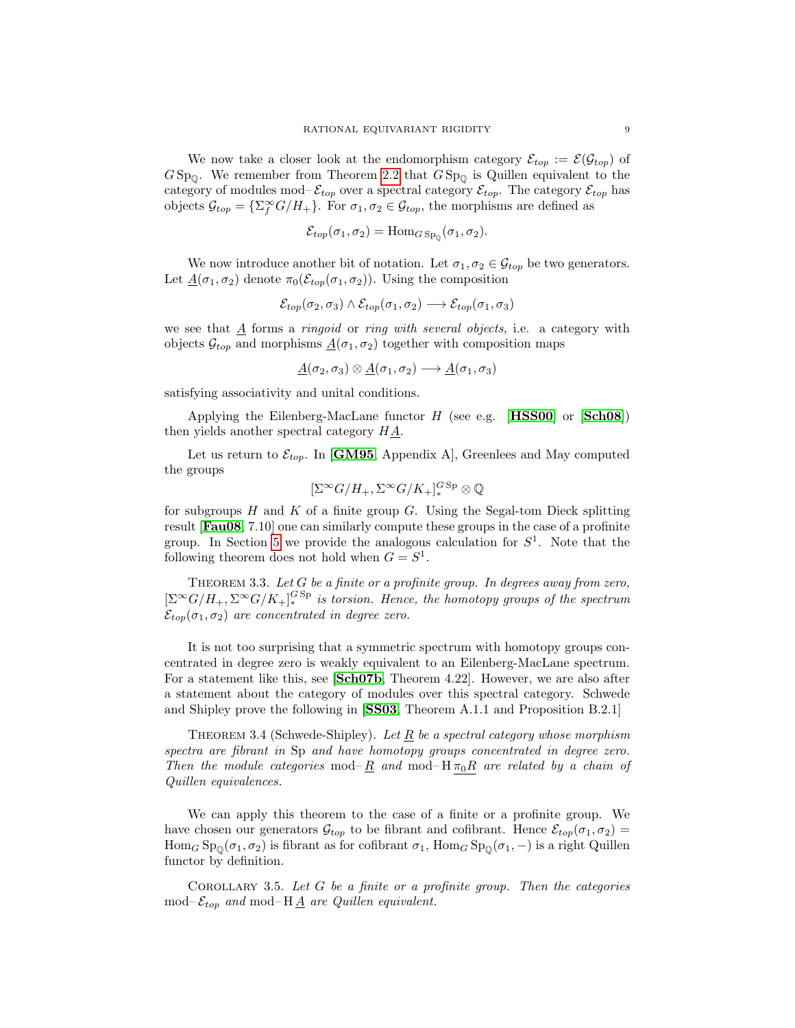We now take a closer look at the endomorphism category $\mathcal{E}_{top} := \mathcal{E}(\mathcal{G}_{top})$ of $G\,\mathrm{Sp}_{\mathbb{Q}}$. We remember from Theorem 2.2 that $G\,\mathrm{Sp}_{\mathbb{Q}}$ is Quillen equivalent to the category of modules mod–$\mathcal{E}_{top}$ over a spectral category $\mathcal{E}_{top}$. The category $\mathcal{E}_{top}$ has objects $\mathcal{G}_{top} = \{\Sigma^\infty_f G/H_+\}$. For $\sigma_1, \sigma_2 \in \mathcal{G}_{top}$, the morphisms are defined as

$$\mathcal{E}_{top}(\sigma_1, \sigma_2) = \mathrm{Hom}_{G\,\mathrm{Sp}_{\mathbb{Q}}}(\sigma_1, \sigma_2).$$

We now introduce another bit of notation. Let $\sigma_1, \sigma_2 \in \mathcal{G}_{top}$ be two generators. Let $\underline{A}(\sigma_1, \sigma_2)$ denote $\pi_0(\mathcal{E}_{top}(\sigma_1, \sigma_2))$. Using the composition

$$\mathcal{E}_{top}(\sigma_2, \sigma_3) \wedge \mathcal{E}_{top}(\sigma_1, \sigma_2) \longrightarrow \mathcal{E}_{top}(\sigma_1, \sigma_3)$$

we see that $\underline{A}$ forms a *ringoid* or *ring with several objects*, i.e. a category with objects $\mathcal{G}_{top}$ and morphisms $\underline{A}(\sigma_1, \sigma_2)$ together with composition maps

$$\underline{A}(\sigma_2, \sigma_3) \otimes \underline{A}(\sigma_1, \sigma_2) \longrightarrow \underline{A}(\sigma_1, \sigma_3)$$

satisfying associativity and unital conditions.

Applying the Eilenberg-MacLane functor $H$ (see e.g. [**HSS00**] or [**Sch08**]) then yields another spectral category $H\underline{A}$.

Let us return to $\mathcal{E}_{top}$. In [**GM95**, Appendix A], Greenlees and May computed the groups

$$[\Sigma^\infty G/H_+, \Sigma^\infty G/K_+]^{G\,\mathrm{Sp}}_* \otimes \mathbb{Q}$$

for subgroups $H$ and $K$ of a finite group $G$. Using the Segal-tom Dieck splitting result [**Fau08**, 7.10] one can similarly compute these groups in the case of a profinite group. In Section 5 we provide the analogous calculation for $S^1$. Note that the following theorem does not hold when $G = S^1$.

Theorem 3.3. *Let $G$ be a finite or a profinite group. In degrees away from zero, $[\Sigma^\infty G/H_+, \Sigma^\infty G/K_+]^{G\,\mathrm{Sp}}_*$ is torsion. Hence, the homotopy groups of the spectrum $\mathcal{E}_{top}(\sigma_1, \sigma_2)$ are concentrated in degree zero.*

It is not too surprising that a symmetric spectrum with homotopy groups concentrated in degree zero is weakly equivalent to an Eilenberg-MacLane spectrum. For a statement like this, see [**Sch07b**, Theorem 4.22]. However, we are also after a statement about the category of modules over this spectral category. Schwede and Shipley prove the following in [**SS03**, Theorem A.1.1 and Proposition B.2.1]

Theorem 3.4 (Schwede-Shipley). *Let $\underline{R}$ be a spectral category whose morphism spectra are fibrant in* Sp *and have homotopy groups concentrated in degree zero. Then the module categories* mod–$\underline{R}$ *and* mod–$\mathrm{H}\,\underline{\pi_0 R}$ *are related by a chain of Quillen equivalences.*

We can apply this theorem to the case of a finite or a profinite group. We have chosen our generators $\mathcal{G}_{top}$ to be fibrant and cofibrant. Hence $\mathcal{E}_{top}(\sigma_1, \sigma_2) = \mathrm{Hom}_G\,\mathrm{Sp}_{\mathbb{Q}}(\sigma_1, \sigma_2)$ is fibrant as for cofibrant $\sigma_1$, $\mathrm{Hom}_G\,\mathrm{Sp}_{\mathbb{Q}}(\sigma_1, -)$ is a right Quillen functor by definition.

Corollary 3.5. *Let $G$ be a finite or a profinite group. Then the categories* mod–$\mathcal{E}_{top}$ *and* mod–$\mathrm{H}\,\underline{A}$ *are Quillen equivalent.*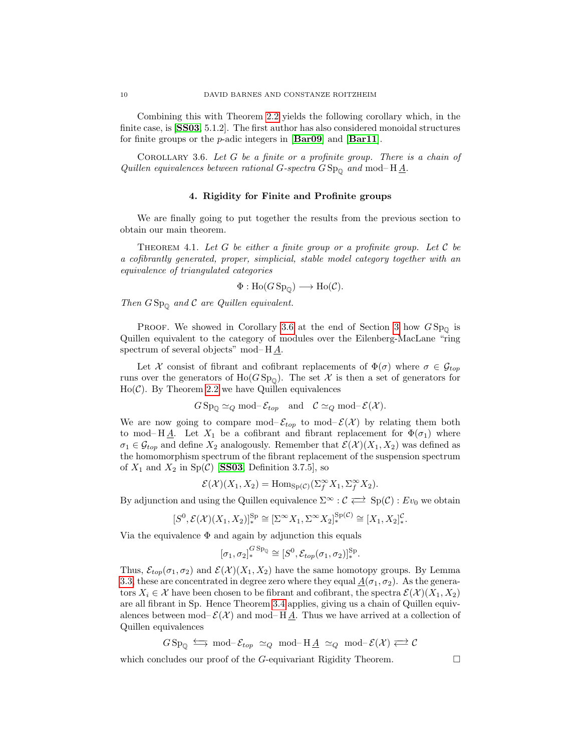Combining this with Theorem 2.2 yields the following corollary which, in the finite case, is [**SS03**, 5.1.2]. The first author has also considered monoidal structures for finite groups or the $p$-adic integers in [**Bar09**] and [**Bar11**].

Corollary 3.6. *Let $G$ be a finite or a profinite group. There is a chain of Quillen equivalences between rational $G$-spectra $G\,\mathrm{Sp}_{\mathbb{Q}}$ and $\text{mod–}\mathrm{H}\,\underline{A}$.*

## 4. Rigidity for Finite and Profinite groups

We are finally going to put together the results from the previous section to obtain our main theorem.

Theorem 4.1. *Let $G$ be either a finite group or a profinite group. Let $\mathcal{C}$ be a cofibrantly generated, proper, simplicial, stable model category together with an equivalence of triangulated categories*

$$\Phi : \mathrm{Ho}(G\,\mathrm{Sp}_{\mathbb{Q}}) \longrightarrow \mathrm{Ho}(\mathcal{C}).$$

*Then $G\,\mathrm{Sp}_{\mathbb{Q}}$ and $\mathcal{C}$ are Quillen equivalent.*

Proof. We showed in Corollary 3.6 at the end of Section 3 how $G\,\mathrm{Sp}_{\mathbb{Q}}$ is Quillen equivalent to the category of modules over the Eilenberg-MacLane "ring spectrum of several objects" $\text{mod–}\mathrm{H}\,\underline{A}$.

Let $\mathcal{X}$ consist of fibrant and cofibrant replacements of $\Phi(\sigma)$ where $\sigma \in \mathcal{G}_{top}$ runs over the generators of $\mathrm{Ho}(G\,\mathrm{Sp}_{\mathbb{Q}})$. The set $\mathcal{X}$ is then a set of generators for $\mathrm{Ho}(\mathcal{C})$. By Theorem 2.2 we have Quillen equivalences

$$G\,\mathrm{Sp}_{\mathbb{Q}} \simeq_Q \text{mod–}\mathcal{E}_{top} \quad \text{and} \quad \mathcal{C} \simeq_Q \text{mod–}\mathcal{E}(\mathcal{X}).$$

We are now going to compare $\text{mod–}\mathcal{E}_{top}$ to $\text{mod–}\mathcal{E}(\mathcal{X})$ by relating them both to $\text{mod–}\mathrm{H}\,\underline{A}$. Let $X_1$ be a cofibrant and fibrant replacement for $\Phi(\sigma_1)$ where $\sigma_1 \in \mathcal{G}_{top}$ and define $X_2$ analogously. Remember that $\mathcal{E}(\mathcal{X})(X_1, X_2)$ was defined as the homomorphism spectrum of the fibrant replacement of the suspension spectrum of $X_1$ and $X_2$ in $\mathrm{Sp}(\mathcal{C})$ [**SS03**, Definition 3.7.5], so

$$\mathcal{E}(\mathcal{X})(X_1, X_2) = \mathrm{Hom}_{\mathrm{Sp}(\mathcal{C})}(\Sigma^\infty_f X_1, \Sigma^\infty_f X_2).$$

By adjunction and using the Quillen equivalence $\Sigma^\infty : \mathcal{C} \rightleftarrows \mathrm{Sp}(\mathcal{C}) : Ev_0$ we obtain

$$[S^0, \mathcal{E}(\mathcal{X})(X_1, X_2)]^{\mathrm{Sp}}_* \cong [\Sigma^\infty X_1, \Sigma^\infty X_2]^{\mathrm{Sp}(\mathcal{C})}_* \cong [X_1, X_2]^{\mathcal{C}}_*.$$

Via the equivalence $\Phi$ and again by adjunction this equals

$$[\sigma_1, \sigma_2]^{G\,\mathrm{Sp}_{\mathbb{Q}}}_* \cong [S^0, \mathcal{E}_{top}(\sigma_1, \sigma_2)]^{\mathrm{Sp}}_*.$$

Thus, $\mathcal{E}_{top}(\sigma_1, \sigma_2)$ and $\mathcal{E}(\mathcal{X})(X_1, X_2)$ have the same homotopy groups. By Lemma 3.3, these are concentrated in degree zero where they equal $\underline{A}(\sigma_1, \sigma_2)$. As the generators $X_i \in \mathcal{X}$ have been chosen to be fibrant and cofibrant, the spectra $\mathcal{E}(\mathcal{X})(X_1, X_2)$ are all fibrant in Sp. Hence Theorem 3.4 applies, giving us a chain of Quillen equivalences between $\text{mod–}\mathcal{E}(\mathcal{X})$ and $\text{mod–}\mathrm{H}\,\underline{A}$. Thus we have arrived at a collection of Quillen equivalences

$$G\,\mathrm{Sp}_{\mathbb{Q}} \leftrightarrows \text{mod–}\mathcal{E}_{top} \;\simeq_Q\; \text{mod–}\mathrm{H}\,\underline{A} \;\simeq_Q\; \text{mod–}\mathcal{E}(\mathcal{X}) \rightleftarrows \mathcal{C}$$

which concludes our proof of the $G$-equivariant Rigidity Theorem. $\square$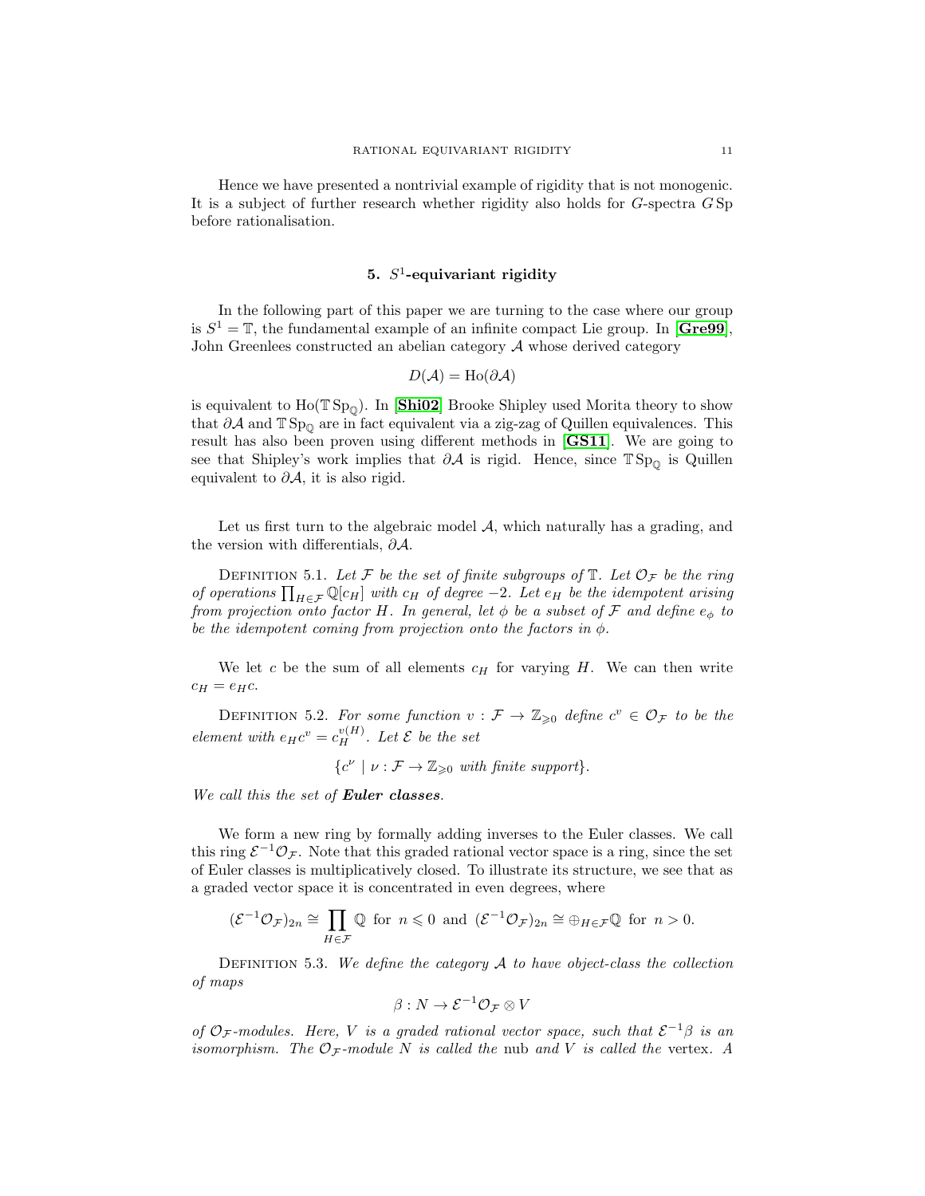Hence we have presented a nontrivial example of rigidity that is not monogenic. It is a subject of further research whether rigidity also holds for $G$-spectra $G\,\mathrm{Sp}$ before rationalisation.

## 5. $S^1$-equivariant rigidity

In the following part of this paper we are turning to the case where our group is $S^1 = \mathbb{T}$, the fundamental example of an infinite compact Lie group. In [**Gre99**], John Greenlees constructed an abelian category $\mathcal{A}$ whose derived category

$$D(\mathcal{A}) = \mathrm{Ho}(\partial\mathcal{A})$$

is equivalent to $\mathrm{Ho}(\mathbb{T}\,\mathrm{Sp}_{\mathbb{Q}})$. In [**Shi02**] Brooke Shipley used Morita theory to show that $\partial\mathcal{A}$ and $\mathbb{T}\,\mathrm{Sp}_{\mathbb{Q}}$ are in fact equivalent via a zig-zag of Quillen equivalences. This result has also been proven using different methods in [**GS11**]. We are going to see that Shipley's work implies that $\partial\mathcal{A}$ is rigid. Hence, since $\mathbb{T}\,\mathrm{Sp}_{\mathbb{Q}}$ is Quillen equivalent to $\partial\mathcal{A}$, it is also rigid.

Let us first turn to the algebraic model $\mathcal{A}$, which naturally has a grading, and the version with differentials, $\partial\mathcal{A}$.

Definition 5.1. *Let $\mathcal{F}$ be the set of finite subgroups of $\mathbb{T}$. Let $\mathcal{O}_{\mathcal{F}}$ be the ring of operations $\prod_{H\in\mathcal{F}}\mathbb{Q}[c_H]$ with $c_H$ of degree $-2$. Let $e_H$ be the idempotent arising from projection onto factor $H$. In general, let $\phi$ be a subset of $\mathcal{F}$ and define $e_\phi$ to be the idempotent coming from projection onto the factors in $\phi$.*

We let $c$ be the sum of all elements $c_H$ for varying $H$. We can then write $c_H = e_H c$.

Definition 5.2. *For some function $v : \mathcal{F} \to \mathbb{Z}_{\geqslant 0}$ define $c^v \in \mathcal{O}_{\mathcal{F}}$ to be the element with $e_H c^v = c_H^{v(H)}$. Let $\mathcal{E}$ be the set*

$$\{c^\nu \mid \nu : \mathcal{F} \to \mathbb{Z}_{\geqslant 0} \text{ with finite support}\}.$$

*We call this the set of **Euler classes**.*

We form a new ring by formally adding inverses to the Euler classes. We call this ring $\mathcal{E}^{-1}\mathcal{O}_{\mathcal{F}}$. Note that this graded rational vector space is a ring, since the set of Euler classes is multiplicatively closed. To illustrate its structure, we see that as a graded vector space it is concentrated in even degrees, where

$$(\mathcal{E}^{-1}\mathcal{O}_{\mathcal{F}})_{2n} \cong \prod_{H\in\mathcal{F}}\mathbb{Q} \text{ for } n \leqslant 0 \text{ and } (\mathcal{E}^{-1}\mathcal{O}_{\mathcal{F}})_{2n} \cong \oplus_{H\in\mathcal{F}}\mathbb{Q} \text{ for } n > 0.$$

Definition 5.3. *We define the category $\mathcal{A}$ to have object-class the collection of maps*

$$\beta : N \to \mathcal{E}^{-1}\mathcal{O}_{\mathcal{F}} \otimes V$$

*of $\mathcal{O}_{\mathcal{F}}$-modules. Here, $V$ is a graded rational vector space, such that $\mathcal{E}^{-1}\beta$ is an isomorphism. The $\mathcal{O}_{\mathcal{F}}$-module $N$ is called the* nub *and $V$ is called the* vertex*. A*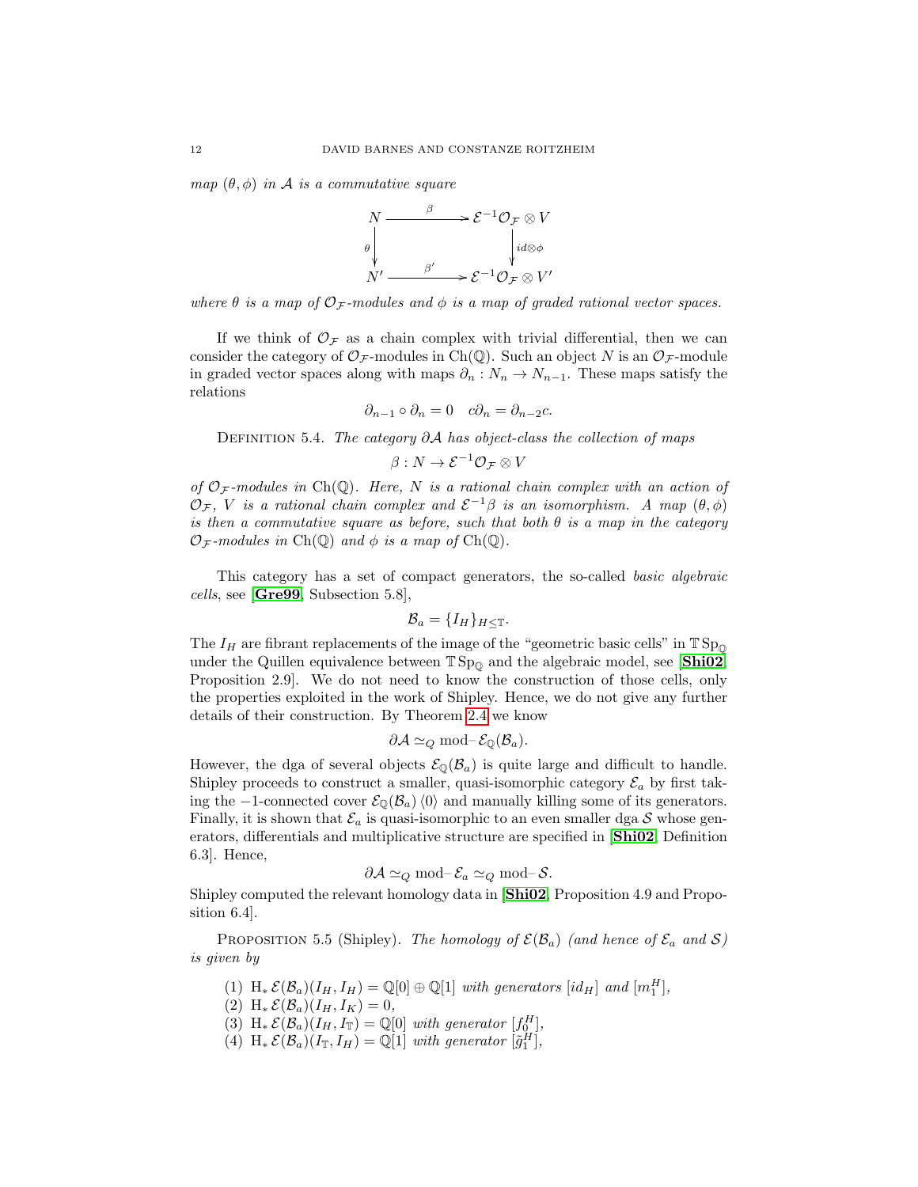*map $(\theta, \phi)$ in $\mathcal{A}$ is a commutative square*

$$\begin{array}{ccc} N & \xrightarrow{\beta} & \mathcal{E}^{-1}\mathcal{O}_{\mathcal{F}} \otimes V \\ {\scriptstyle\theta}\downarrow & & \downarrow{\scriptstyle id\otimes\phi} \\ N' & \xrightarrow{\beta'} & \mathcal{E}^{-1}\mathcal{O}_{\mathcal{F}} \otimes V' \end{array}$$

*where $\theta$ is a map of $\mathcal{O}_{\mathcal{F}}$-modules and $\phi$ is a map of graded rational vector spaces.*

If we think of $\mathcal{O}_{\mathcal{F}}$ as a chain complex with trivial differential, then we can consider the category of $\mathcal{O}_{\mathcal{F}}$-modules in $\mathrm{Ch}(\mathbb{Q})$. Such an object $N$ is an $\mathcal{O}_{\mathcal{F}}$-module in graded vector spaces along with maps $\partial_n : N_n \to N_{n-1}$. These maps satisfy the relations

$$\partial_{n-1} \circ \partial_n = 0 \quad c\partial_n = \partial_{n-2}c.$$

Definition 5.4. *The category $\partial\mathcal{A}$ has object-class the collection of maps*

$$\beta : N \to \mathcal{E}^{-1}\mathcal{O}_{\mathcal{F}} \otimes V$$

*of $\mathcal{O}_{\mathcal{F}}$-modules in $\mathrm{Ch}(\mathbb{Q})$. Here, $N$ is a rational chain complex with an action of $\mathcal{O}_{\mathcal{F}}$, $V$ is a rational chain complex and $\mathcal{E}^{-1}\beta$ is an isomorphism. A map $(\theta, \phi)$ is then a commutative square as before, such that both $\theta$ is a map in the category $\mathcal{O}_{\mathcal{F}}$-modules in $\mathrm{Ch}(\mathbb{Q})$ and $\phi$ is a map of $\mathrm{Ch}(\mathbb{Q})$.*

This category has a set of compact generators, the so-called *basic algebraic cells*, see [**Gre99**, Subsection 5.8],

$$\mathcal{B}_a = \{I_H\}_{H \leq \mathbb{T}}.$$

The $I_H$ are fibrant replacements of the image of the "geometric basic cells" in $\mathbb{T}\,\mathrm{Sp}_{\mathbb{Q}}$ under the Quillen equivalence between $\mathbb{T}\,\mathrm{Sp}_{\mathbb{Q}}$ and the algebraic model, see [**Shi02**, Proposition 2.9]. We do not need to know the construction of those cells, only the properties exploited in the work of Shipley. Hence, we do not give any further details of their construction. By Theorem 2.4 we know

$$\partial\mathcal{A} \simeq_Q \mathrm{mod}\text{–}\mathcal{E}_{\mathbb{Q}}(\mathcal{B}_a).$$

However, the dga of several objects $\mathcal{E}_{\mathbb{Q}}(\mathcal{B}_a)$ is quite large and difficult to handle. Shipley proceeds to construct a smaller, quasi-isomorphic category $\mathcal{E}_a$ by first taking the $-1$-connected cover $\mathcal{E}_{\mathbb{Q}}(\mathcal{B}_a)\langle 0\rangle$ and manually killing some of its generators. Finally, it is shown that $\mathcal{E}_a$ is quasi-isomorphic to an even smaller dga $\mathcal{S}$ whose generators, differentials and multiplicative structure are specified in [**Shi02**, Definition 6.3]. Hence,

$$\partial\mathcal{A} \simeq_Q \mathrm{mod}\text{–}\mathcal{E}_a \simeq_Q \mathrm{mod}\text{–}\mathcal{S}.$$

Shipley computed the relevant homology data in [**Shi02**, Proposition 4.9 and Proposition 6.4].

Proposition 5.5 (Shipley). *The homology of $\mathcal{E}(\mathcal{B}_a)$ (and hence of $\mathcal{E}_a$ and $\mathcal{S}$) is given by*

1. $\mathrm{H}_*\,\mathcal{E}(\mathcal{B}_a)(I_H, I_H) = \mathbb{Q}[0] \oplus \mathbb{Q}[1]$ *with generators* $[id_H]$ *and* $[m_1^H]$,
2. $\mathrm{H}_*\,\mathcal{E}(\mathcal{B}_a)(I_H, I_K) = 0$,
3. $\mathrm{H}_*\,\mathcal{E}(\mathcal{B}_a)(I_H, I_{\mathbb{T}}) = \mathbb{Q}[0]$ *with generator* $[f_0^H]$,
4. $\mathrm{H}_*\,\mathcal{E}(\mathcal{B}_a)(I_{\mathbb{T}}, I_H) = \mathbb{Q}[1]$ *with generator* $[\tilde{g}_1^H]$,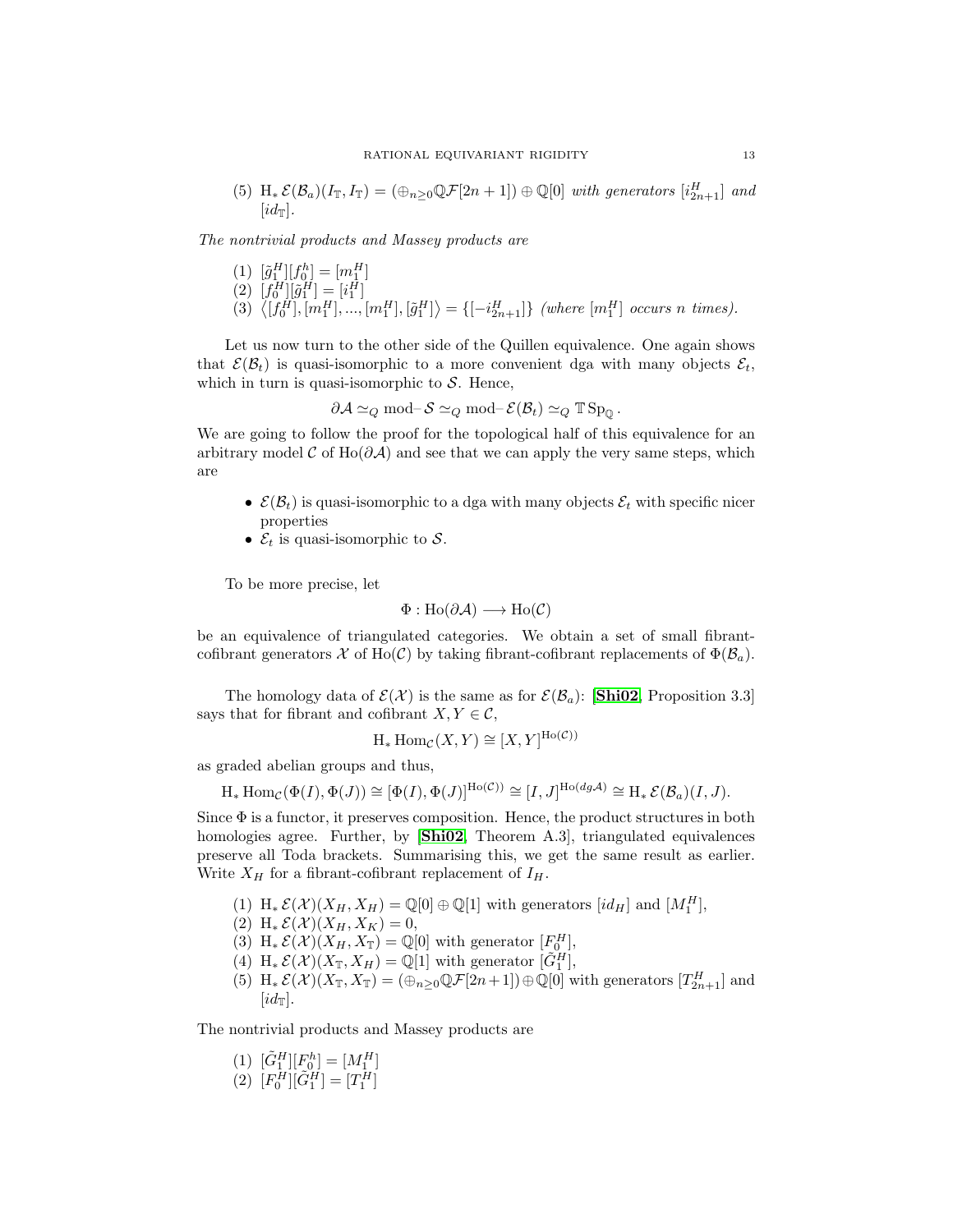(5) $\mathrm{H}_* \mathcal{E}(\mathcal{B}_a)(I_{\mathbb{T}}, I_{\mathbb{T}}) = (\oplus_{n \geq 0} \mathbb{Q}\mathcal{F}[2n+1]) \oplus \mathbb{Q}[0]$ *with generators* $[i^H_{2n+1}]$ *and* $[id_{\mathbb{T}}]$.

*The nontrivial products and Massey products are*

(1) $[\tilde{g}^H_1][f^h_0] = [m^H_1]$
(2) $[f^H_0][\tilde{g}^H_1] = [i^H_1]$
(3) $\langle [f^H_0], [m^H_1], ..., [m^H_1], [\tilde{g}^H_1] \rangle = \{[-i^H_{2n+1}]\}$ *(where* $[m^H_1]$ *occurs* $n$ *times).*

Let us now turn to the other side of the Quillen equivalence. One again shows that $\mathcal{E}(\mathcal{B}_t)$ is quasi-isomorphic to a more convenient dga with many objects $\mathcal{E}_t$, which in turn is quasi-isomorphic to $\mathcal{S}$. Hence,

$$\partial\mathcal{A} \simeq_Q \text{mod--}\mathcal{S} \simeq_Q \text{mod--}\mathcal{E}(\mathcal{B}_t) \simeq_Q \mathbb{T}\,\mathrm{Sp}_{\mathbb{Q}}.$$

We are going to follow the proof for the topological half of this equivalence for an arbitrary model $\mathcal{C}$ of $\mathrm{Ho}(\partial\mathcal{A})$ and see that we can apply the very same steps, which are

- $\mathcal{E}(\mathcal{B}_t)$ is quasi-isomorphic to a dga with many objects $\mathcal{E}_t$ with specific nicer properties
- $\mathcal{E}_t$ is quasi-isomorphic to $\mathcal{S}$.

To be more precise, let

$$\Phi : \mathrm{Ho}(\partial\mathcal{A}) \longrightarrow \mathrm{Ho}(\mathcal{C})$$

be an equivalence of triangulated categories. We obtain a set of small fibrant-cofibrant generators $\mathcal{X}$ of $\mathrm{Ho}(\mathcal{C})$ by taking fibrant-cofibrant replacements of $\Phi(\mathcal{B}_a)$.

The homology data of $\mathcal{E}(\mathcal{X})$ is the same as for $\mathcal{E}(\mathcal{B}_a)$: [**Shi02**, Proposition 3.3] says that for fibrant and cofibrant $X, Y \in \mathcal{C}$,

$$\mathrm{H}_* \mathrm{Hom}_{\mathcal{C}}(X, Y) \cong [X, Y]^{\mathrm{Ho}(\mathcal{C}))}$$

as graded abelian groups and thus,

$$\mathrm{H}_* \mathrm{Hom}_{\mathcal{C}}(\Phi(I), \Phi(J)) \cong [\Phi(I), \Phi(J)]^{\mathrm{Ho}(\mathcal{C}))} \cong [I, J]^{\mathrm{Ho}(dg\mathcal{A})} \cong \mathrm{H}_* \mathcal{E}(\mathcal{B}_a)(I, J).$$

Since $\Phi$ is a functor, it preserves composition. Hence, the product structures in both homologies agree. Further, by [**Shi02** Theorem A.3], triangulated equivalences preserve all Toda brackets. Summarising this, we get the same result as earlier. Write $X_H$ for a fibrant-cofibrant replacement of $I_H$.

(1) $\mathrm{H}_* \mathcal{E}(\mathcal{X})(X_H, X_H) = \mathbb{Q}[0] \oplus \mathbb{Q}[1]$ with generators $[id_H]$ and $[M^H_1]$,
(2) $\mathrm{H}_* \mathcal{E}(\mathcal{X})(X_H, X_K) = 0$,
(3) $\mathrm{H}_* \mathcal{E}(\mathcal{X})(X_H, X_{\mathbb{T}}) = \mathbb{Q}[0]$ with generator $[F^H_0]$,
(4) $\mathrm{H}_* \mathcal{E}(\mathcal{X})(X_{\mathbb{T}}, X_H) = \mathbb{Q}[1]$ with generator $[\tilde{G}^H_1]$,
(5) $\mathrm{H}_* \mathcal{E}(\mathcal{X})(X_{\mathbb{T}}, X_{\mathbb{T}}) = (\oplus_{n \geq 0} \mathbb{Q}\mathcal{F}[2n+1]) \oplus \mathbb{Q}[0]$ with generators $[T^H_{2n+1}]$ and $[id_{\mathbb{T}}]$.

The nontrivial products and Massey products are

(1) $[\tilde{G}^H_1][F^h_0] = [M^H_1]$
(2) $[F^H_0][\tilde{G}^H_1] = [T^H_1]$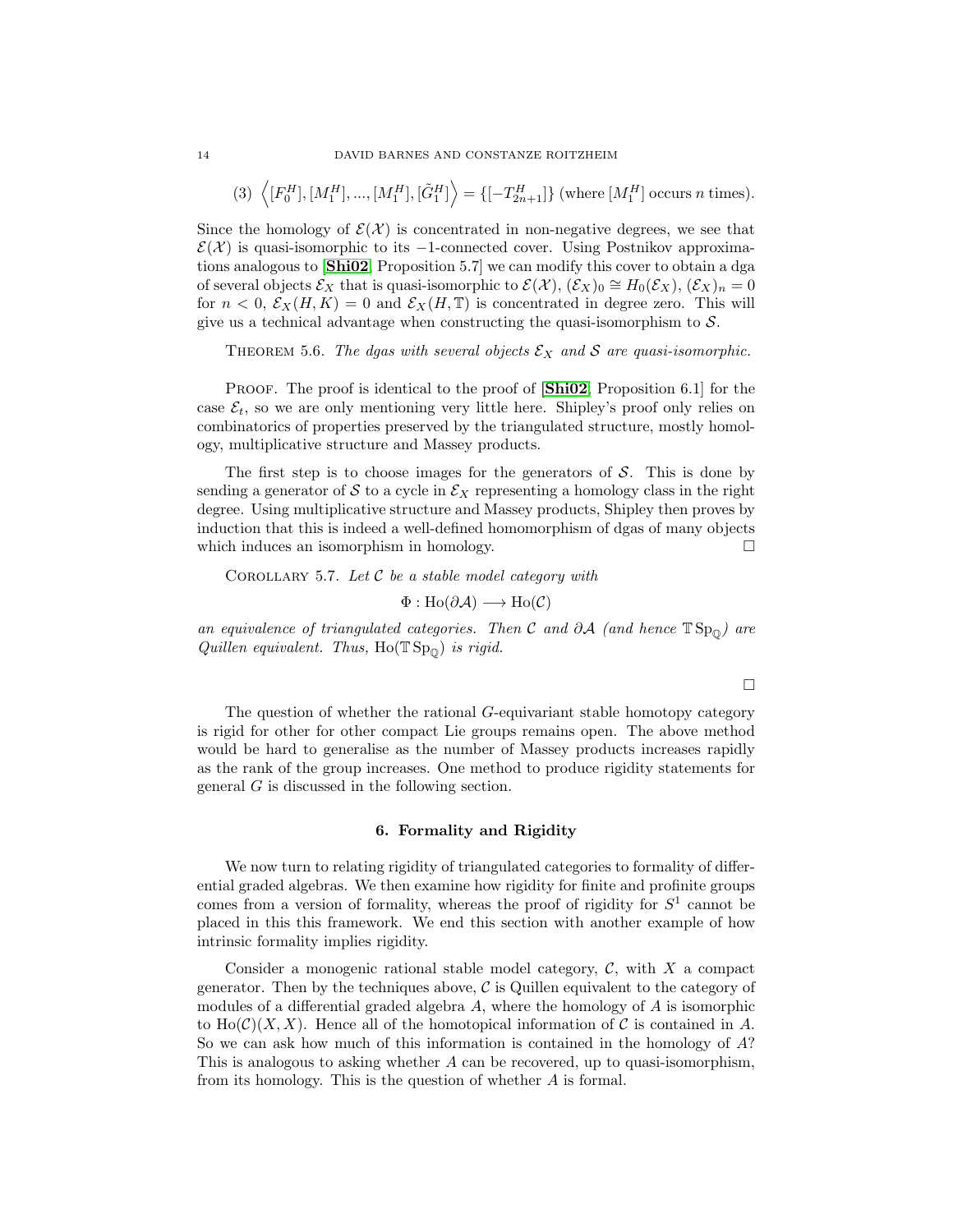(3) $\left\langle [F_0^H], [M_1^H], ..., [M_1^H], [\tilde{G}_1^H] \right\rangle = \{[-T_{2n+1}^H]\}$ (where $[M_1^H]$ occurs $n$ times).

Since the homology of $\mathcal{E}(\mathcal{X})$ is concentrated in non-negative degrees, we see that $\mathcal{E}(\mathcal{X})$ is quasi-isomorphic to its $-1$-connected cover. Using Postnikov approximations analogous to [**Shi02**, Proposition 5.7] we can modify this cover to obtain a dga of several objects $\mathcal{E}_X$ that is quasi-isomorphic to $\mathcal{E}(\mathcal{X})$, $(\mathcal{E}_X)_0 \cong H_0(\mathcal{E}_X)$, $(\mathcal{E}_X)_n = 0$ for $n < 0$, $\mathcal{E}_X(H, K) = 0$ and $\mathcal{E}_X(H, \mathbb{T})$ is concentrated in degree zero. This will give us a technical advantage when constructing the quasi-isomorphism to $\mathcal{S}$.

THEOREM 5.6. *The dgas with several objects $\mathcal{E}_X$ and $\mathcal{S}$ are quasi-isomorphic.*

PROOF. The proof is identical to the proof of [**Shi02**, Proposition 6.1] for the case $\mathcal{E}_t$, so we are only mentioning very little here. Shipley's proof only relies on combinatorics of properties preserved by the triangulated structure, mostly homology, multiplicative structure and Massey products.

The first step is to choose images for the generators of $\mathcal{S}$. This is done by sending a generator of $\mathcal{S}$ to a cycle in $\mathcal{E}_X$ representing a homology class in the right degree. Using multiplicative structure and Massey products, Shipley then proves by induction that this is indeed a well-defined homomorphism of dgas of many objects which induces an isomorphism in homology. □

COROLLARY 5.7. *Let $\mathcal{C}$ be a stable model category with*

$$\Phi : \mathrm{Ho}(\partial\mathcal{A}) \longrightarrow \mathrm{Ho}(\mathcal{C})$$

*an equivalence of triangulated categories. Then $\mathcal{C}$ and $\partial\mathcal{A}$ (and hence $\mathbb{T}\,\mathrm{Sp}_{\mathbb{Q}}$) are Quillen equivalent. Thus, $\mathrm{Ho}(\mathbb{T}\,\mathrm{Sp}_{\mathbb{Q}})$ is rigid.*

□

The question of whether the rational $G$-equivariant stable homotopy category is rigid for other for other compact Lie groups remains open. The above method would be hard to generalise as the number of Massey products increases rapidly as the rank of the group increases. One method to produce rigidity statements for general $G$ is discussed in the following section.

## 6. Formality and Rigidity

We now turn to relating rigidity of triangulated categories to formality of differential graded algebras. We then examine how rigidity for finite and profinite groups comes from a version of formality, whereas the proof of rigidity for $S^1$ cannot be placed in this this framework. We end this section with another example of how intrinsic formality implies rigidity.

Consider a monogenic rational stable model category, $\mathcal{C}$, with $X$ a compact generator. Then by the techniques above, $\mathcal{C}$ is Quillen equivalent to the category of modules of a differential graded algebra $A$, where the homology of $A$ is isomorphic to $\mathrm{Ho}(\mathcal{C})(X, X)$. Hence all of the homotopical information of $\mathcal{C}$ is contained in $A$. So we can ask how much of this information is contained in the homology of $A$? This is analogous to asking whether $A$ can be recovered, up to quasi-isomorphism, from its homology. This is the question of whether $A$ is formal.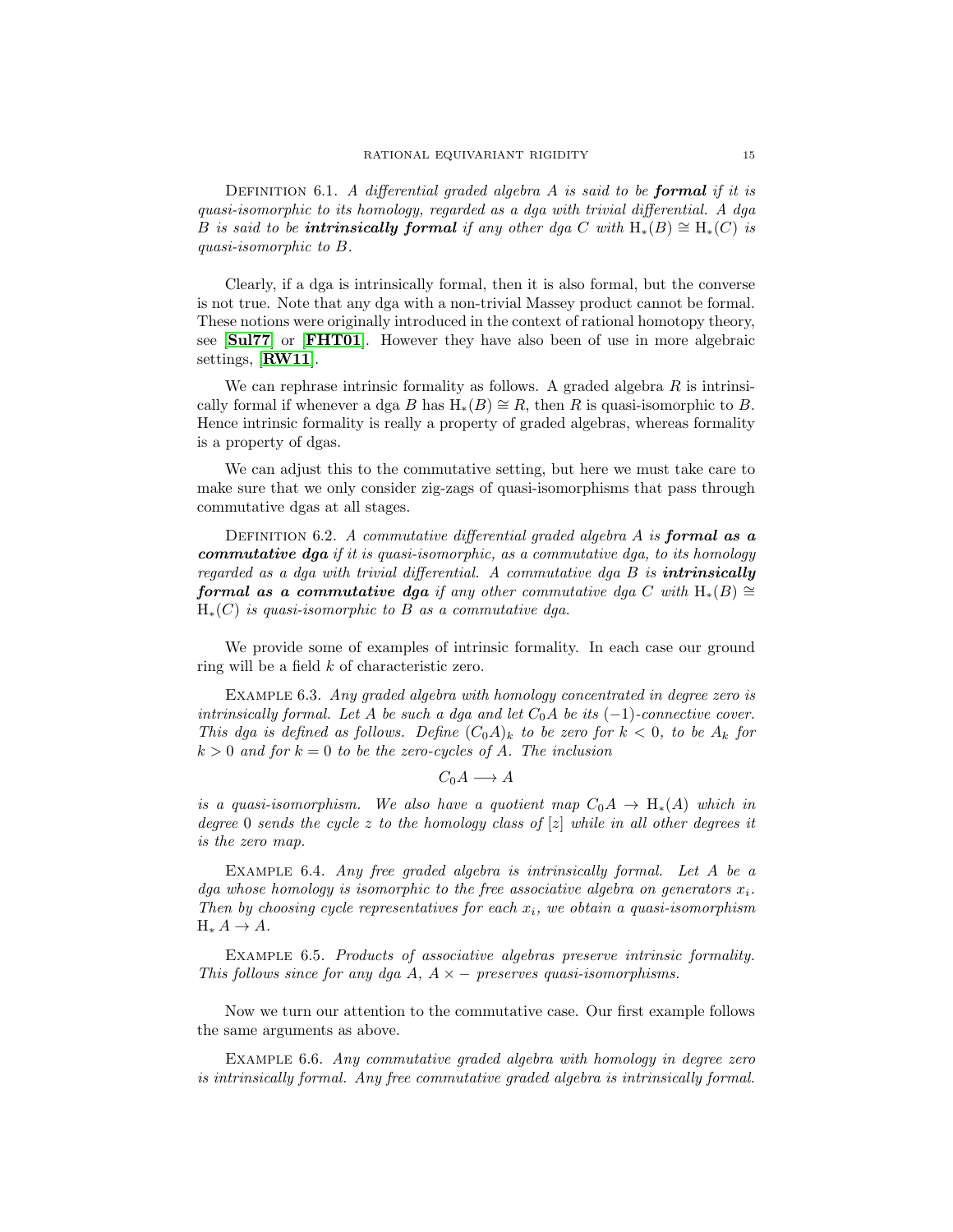Definition 6.1. *A differential graded algebra $A$ is said to be* ***formal*** *if it is quasi-isomorphic to its homology, regarded as a dga with trivial differential. A dga $B$ is said to be* ***intrinsically formal*** *if any other dga $C$ with $\mathrm{H}_*(B) \cong \mathrm{H}_*(C)$ is quasi-isomorphic to $B$.*

Clearly, if a dga is intrinsically formal, then it is also formal, but the converse is not true. Note that any dga with a non-trivial Massey product cannot be formal. These notions were originally introduced in the context of rational homotopy theory, see [**Sul77**] or [**FHT01**]. However they have also been of use in more algebraic settings, [**RW11**].

We can rephrase intrinsic formality as follows. A graded algebra $R$ is intrinsically formal if whenever a dga $B$ has $\mathrm{H}_*(B) \cong R$, then $R$ is quasi-isomorphic to $B$. Hence intrinsic formality is really a property of graded algebras, whereas formality is a property of dgas.

We can adjust this to the commutative setting, but here we must take care to make sure that we only consider zig-zags of quasi-isomorphisms that pass through commutative dgas at all stages.

Definition 6.2. *A commutative differential graded algebra $A$ is* ***formal as a commutative dga*** *if it is quasi-isomorphic, as a commutative dga, to its homology regarded as a dga with trivial differential. A commutative dga $B$ is* ***intrinsically formal as a commutative dga*** *if any other commutative dga $C$ with $\mathrm{H}_*(B) \cong \mathrm{H}_*(C)$ is quasi-isomorphic to $B$ as a commutative dga.*

We provide some of examples of intrinsic formality. In each case our ground ring will be a field $k$ of characteristic zero.

Example 6.3. *Any graded algebra with homology concentrated in degree zero is intrinsically formal. Let $A$ be such a dga and let $C_0A$ be its $(-1)$-connective cover. This dga is defined as follows. Define $(C_0A)_k$ to be zero for $k < 0$, to be $A_k$ for $k > 0$ and for $k = 0$ to be the zero-cycles of $A$. The inclusion*

$$C_0A \longrightarrow A$$

*is a quasi-isomorphism. We also have a quotient map $C_0A \to \mathrm{H}_*(A)$ which in degree $0$ sends the cycle $z$ to the homology class of $[z]$ while in all other degrees it is the zero map.*

Example 6.4. *Any free graded algebra is intrinsically formal. Let $A$ be a dga whose homology is isomorphic to the free associative algebra on generators $x_i$. Then by choosing cycle representatives for each $x_i$, we obtain a quasi-isomorphism $\mathrm{H}_* A \to A$.*

Example 6.5. *Products of associative algebras preserve intrinsic formality. This follows since for any dga $A$, $A \times -$ preserves quasi-isomorphisms.*

Now we turn our attention to the commutative case. Our first example follows the same arguments as above.

Example 6.6. *Any commutative graded algebra with homology in degree zero is intrinsically formal. Any free commutative graded algebra is intrinsically formal.*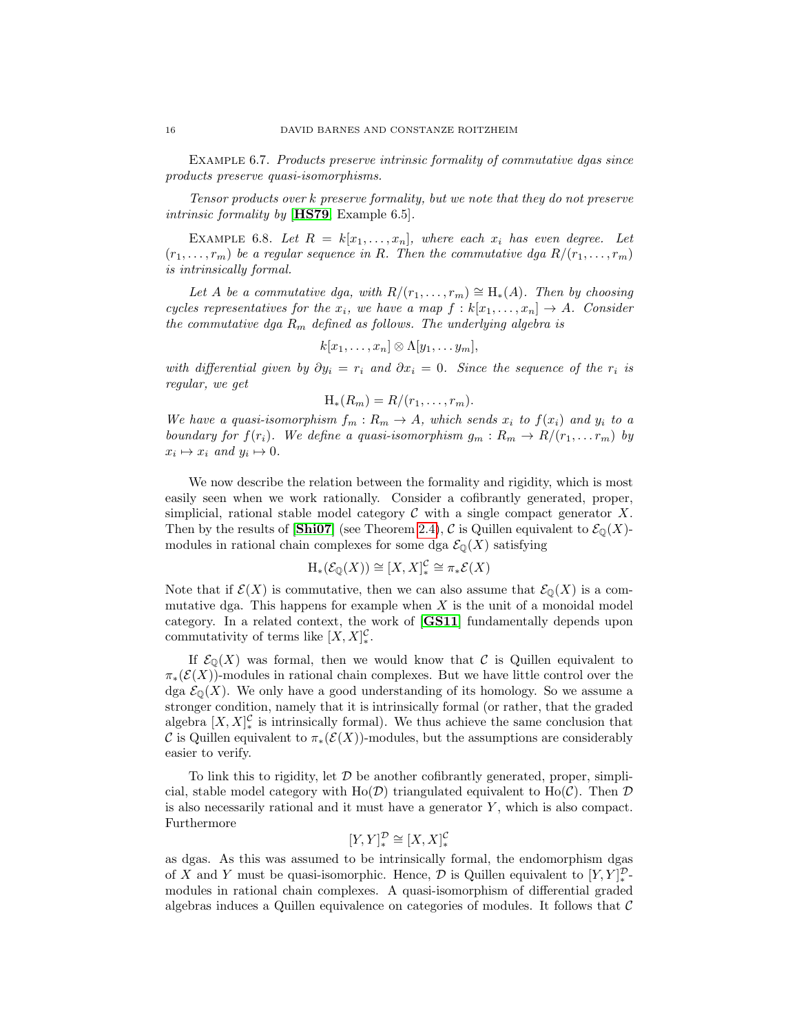Example 6.7. *Products preserve intrinsic formality of commutative dgas since products preserve quasi-isomorphisms.*

*Tensor products over k preserve formality, but we note that they do not preserve intrinsic formality by* [**HS79**, Example 6.5].

Example 6.8. *Let $R = k[x_1, \dots, x_n]$, where each $x_i$ has even degree. Let $(r_1, \dots, r_m)$ be a regular sequence in $R$. Then the commutative dga $R/(r_1, \dots, r_m)$ is intrinsically formal.*

*Let $A$ be a commutative dga, with $R/(r_1, \dots, r_m) \cong \mathrm{H}_*(A)$. Then by choosing cycles representatives for the $x_i$, we have a map $f : k[x_1, \dots, x_n] \to A$. Consider the commutative dga $R_m$ defined as follows. The underlying algebra is*

$$k[x_1, \dots, x_n] \otimes \Lambda[y_1, \dots y_m],$$

*with differential given by $\partial y_i = r_i$ and $\partial x_i = 0$. Since the sequence of the $r_i$ is regular, we get*

$$\mathrm{H}_*(R_m) = R/(r_1, \dots, r_m).$$

*We have a quasi-isomorphism $f_m : R_m \to A$, which sends $x_i$ to $f(x_i)$ and $y_i$ to a boundary for $f(r_i)$. We define a quasi-isomorphism $g_m : R_m \to R/(r_1, \dots r_m)$ by $x_i \mapsto x_i$ and $y_i \mapsto 0$.*

We now describe the relation between the formality and rigidity, which is most easily seen when we work rationally. Consider a cofibrantly generated, proper, simplicial, rational stable model category $\mathcal{C}$ with a single compact generator $X$. Then by the results of [**Shi07**] (see Theorem 2.4), $\mathcal{C}$ is Quillen equivalent to $\mathcal{E}_{\mathbb{Q}}(X)$-modules in rational chain complexes for some dga $\mathcal{E}_{\mathbb{Q}}(X)$ satisfying

$$\mathrm{H}_*(\mathcal{E}_{\mathbb{Q}}(X)) \cong [X, X]_*^{\mathcal{C}} \cong \pi_* \mathcal{E}(X)$$

Note that if $\mathcal{E}(X)$ is commutative, then we can also assume that $\mathcal{E}_{\mathbb{Q}}(X)$ is a commutative dga. This happens for example when $X$ is the unit of a monoidal model category. In a related context, the work of [**GS11**] fundamentally depends upon commutativity of terms like $[X, X]_*^{\mathcal{C}}$.

If $\mathcal{E}_{\mathbb{Q}}(X)$ was formal, then we would know that $\mathcal{C}$ is Quillen equivalent to $\pi_*(\mathcal{E}(X))$-modules in rational chain complexes. But we have little control over the dga $\mathcal{E}_{\mathbb{Q}}(X)$. We only have a good understanding of its homology. So we assume a stronger condition, namely that it is intrinsically formal (or rather, that the graded algebra $[X, X]_*^{\mathcal{C}}$ is intrinsically formal). We thus achieve the same conclusion that $\mathcal{C}$ is Quillen equivalent to $\pi_*(\mathcal{E}(X))$-modules, but the assumptions are considerably easier to verify.

To link this to rigidity, let $\mathcal{D}$ be another cofibrantly generated, proper, simplicial, stable model category with $\mathrm{Ho}(\mathcal{D})$ triangulated equivalent to $\mathrm{Ho}(\mathcal{C})$. Then $\mathcal{D}$ is also necessarily rational and it must have a generator $Y$, which is also compact. Furthermore

$$[Y, Y]_*^{\mathcal{D}} \cong [X, X]_*^{\mathcal{C}}$$

as dgas. As this was assumed to be intrinsically formal, the endomorphism dgas of $X$ and $Y$ must be quasi-isomorphic. Hence, $\mathcal{D}$ is Quillen equivalent to $[Y, Y]_*^{\mathcal{D}}$-modules in rational chain complexes. A quasi-isomorphism of differential graded algebras induces a Quillen equivalence on categories of modules. It follows that $\mathcal{C}$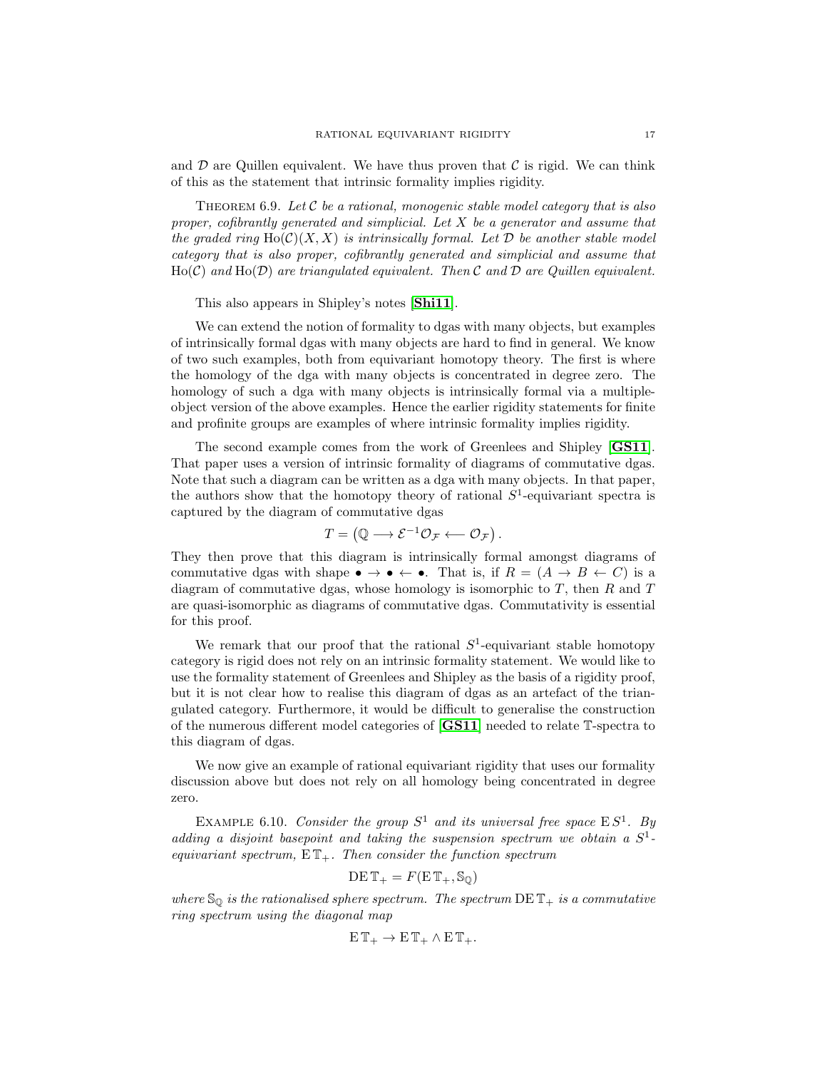and $\mathcal{D}$ are Quillen equivalent. We have thus proven that $\mathcal{C}$ is rigid. We can think of this as the statement that intrinsic formality implies rigidity.

THEOREM 6.9. *Let $\mathcal{C}$ be a rational, monogenic stable model category that is also proper, cofibrantly generated and simplicial. Let $X$ be a generator and assume that the graded ring $\mathrm{Ho}(\mathcal{C})(X, X)$ is intrinsically formal. Let $\mathcal{D}$ be another stable model category that is also proper, cofibrantly generated and simplicial and assume that $\mathrm{Ho}(\mathcal{C})$ and $\mathrm{Ho}(\mathcal{D})$ are triangulated equivalent. Then $\mathcal{C}$ and $\mathcal{D}$ are Quillen equivalent.*

This also appears in Shipley's notes [**Shi11**].

We can extend the notion of formality to dgas with many objects, but examples of intrinsically formal dgas with many objects are hard to find in general. We know of two such examples, both from equivariant homotopy theory. The first is where the homology of the dga with many objects is concentrated in degree zero. The homology of such a dga with many objects is intrinsically formal via a multiple-object version of the above examples. Hence the earlier rigidity statements for finite and profinite groups are examples of where intrinsic formality implies rigidity.

The second example comes from the work of Greenlees and Shipley [**GS11**]. That paper uses a version of intrinsic formality of diagrams of commutative dgas. Note that such a diagram can be written as a dga with many objects. In that paper, the authors show that the homotopy theory of rational $S^1$-equivariant spectra is captured by the diagram of commutative dgas

$$T = \left( \mathbb{Q} \longrightarrow \mathcal{E}^{-1}\mathcal{O}_{\mathcal{F}} \longleftarrow \mathcal{O}_{\mathcal{F}} \right).$$

They then prove that this diagram is intrinsically formal amongst diagrams of commutative dgas with shape $\bullet \to \bullet \leftarrow \bullet$. That is, if $R = (A \to B \leftarrow C)$ is a diagram of commutative dgas, whose homology is isomorphic to $T$, then $R$ and $T$ are quasi-isomorphic as diagrams of commutative dgas. Commutativity is essential for this proof.

We remark that our proof that the rational $S^1$-equivariant stable homotopy category is rigid does not rely on an intrinsic formality statement. We would like to use the formality statement of Greenlees and Shipley as the basis of a rigidity proof, but it is not clear how to realise this diagram of dgas as an artefact of the triangulated category. Furthermore, it would be difficult to generalise the construction of the numerous different model categories of [**GS11**] needed to relate $\mathbb{T}$-spectra to this diagram of dgas.

We now give an example of rational equivariant rigidity that uses our formality discussion above but does not rely on all homology being concentrated in degree zero.

EXAMPLE 6.10. *Consider the group $S^1$ and its universal free space $\mathrm{E}\, S^1$. By adding a disjoint basepoint and taking the suspension spectrum we obtain a $S^1$-equivariant spectrum, $\mathrm{E}\,\mathbb{T}_+$. Then consider the function spectrum*

$$\mathrm{D}\mathrm{E}\,\mathbb{T}_+ = F(\mathrm{E}\,\mathbb{T}_+, \mathbb{S}_{\mathbb{Q}})$$

*where $\mathbb{S}_{\mathbb{Q}}$ is the rationalised sphere spectrum. The spectrum $\mathrm{D}\mathrm{E}\,\mathbb{T}_+$ is a commutative ring spectrum using the diagonal map*

$$\mathrm{E}\,\mathbb{T}_+ \to \mathrm{E}\,\mathbb{T}_+ \wedge \mathrm{E}\,\mathbb{T}_+.$$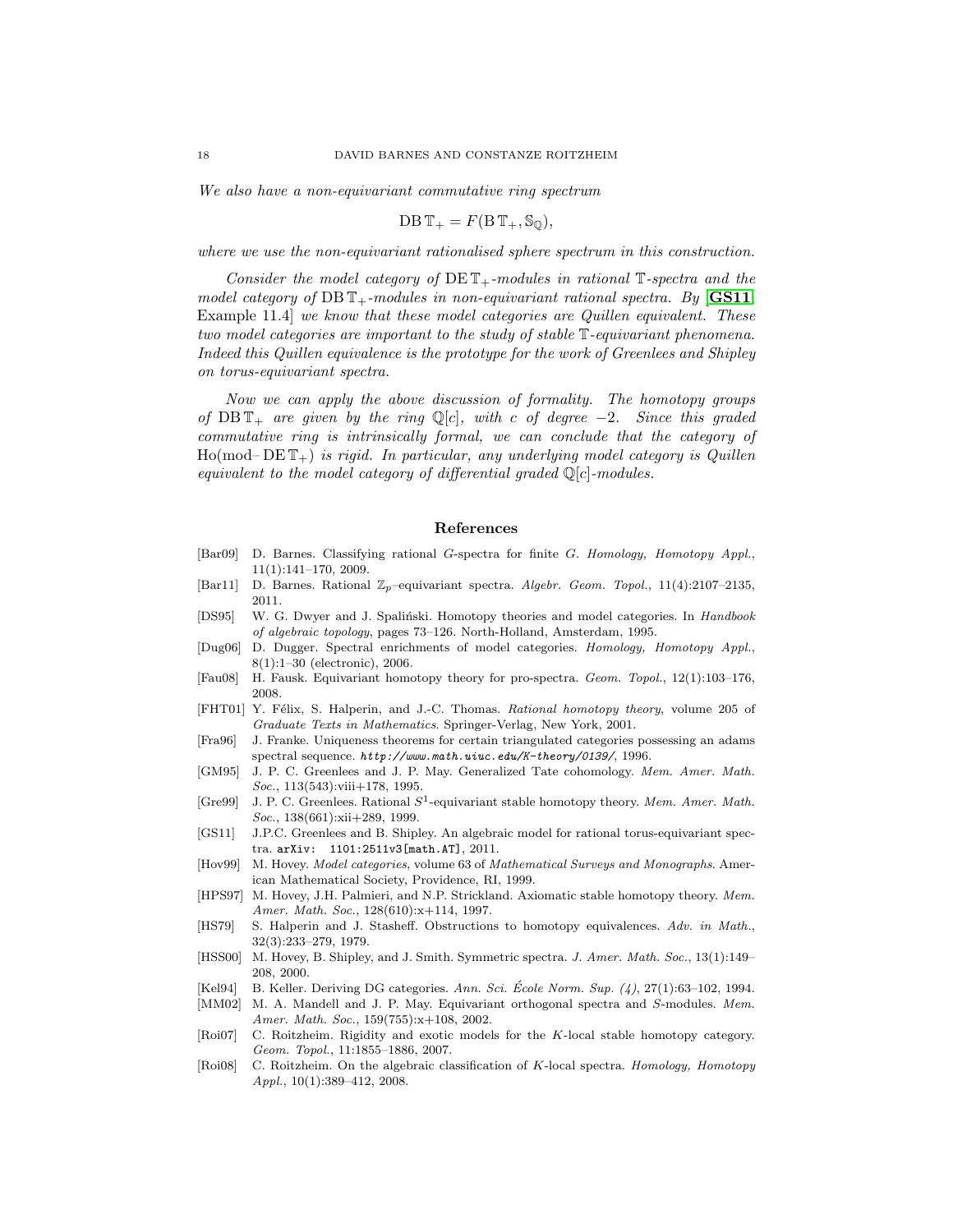*We also have a non-equivariant commutative ring spectrum*

$$\mathrm{D}\mathrm{B}\,\mathbb{T}_+ = F(\mathrm{B}\,\mathbb{T}_+, \mathbb{S}_\mathbb{Q}),$$

*where we use the non-equivariant rationalised sphere spectrum in this construction.*

*Consider the model category of $\mathrm{D}\mathrm{E}\,\mathbb{T}_+$-modules in rational $\mathbb{T}$-spectra and the model category of $\mathrm{D}\mathrm{B}\,\mathbb{T}_+$-modules in non-equivariant rational spectra. By* [**GS11**, Example 11.4] *we know that these model categories are Quillen equivalent. These two model categories are important to the study of stable $\mathbb{T}$-equivariant phenomena. Indeed this Quillen equivalence is the prototype for the work of Greenlees and Shipley on torus-equivariant spectra.*

*Now we can apply the above discussion of formality. The homotopy groups of $\mathrm{D}\mathrm{B}\,\mathbb{T}_+$ are given by the ring $\mathbb{Q}[c]$, with $c$ of degree $-2$. Since this graded commutative ring is intrinsically formal, we can conclude that the category of $\mathrm{Ho}(\text{mod--}\,\mathrm{D}\mathrm{E}\,\mathbb{T}_+)$ is rigid. In particular, any underlying model category is Quillen equivalent to the model category of differential graded $\mathbb{Q}[c]$-modules.*

## References

[Bar09] D. Barnes. Classifying rational $G$-spectra for finite $G$. *Homology, Homotopy Appl.*, 11(1):141–170, 2009.

[Bar11] D. Barnes. Rational $\mathbb{Z}_p$–equivariant spectra. *Algebr. Geom. Topol.*, 11(4):2107–2135, 2011.

[DS95] W. G. Dwyer and J. Spaliński. Homotopy theories and model categories. In *Handbook of algebraic topology*, pages 73–126. North-Holland, Amsterdam, 1995.

[Dug06] D. Dugger. Spectral enrichments of model categories. *Homology, Homotopy Appl.*, 8(1):1–30 (electronic), 2006.

[Fau08] H. Fausk. Equivariant homotopy theory for pro-spectra. *Geom. Topol.*, 12(1):103–176, 2008.

[FHT01] Y. Félix, S. Halperin, and J.-C. Thomas. *Rational homotopy theory*, volume 205 of *Graduate Texts in Mathematics*. Springer-Verlag, New York, 2001.

[Fra96] J. Franke. Uniqueness theorems for certain triangulated categories possessing an adams spectral sequence. *http://www.math.uiuc.edu/K-theory/0139/*, 1996.

[GM95] J. P. C. Greenlees and J. P. May. Generalized Tate cohomology. *Mem. Amer. Math. Soc.*, 113(543):viii+178, 1995.

[Gre99] J. P. C. Greenlees. Rational $S^1$-equivariant stable homotopy theory. *Mem. Amer. Math. Soc.*, 138(661):xii+289, 1999.

[GS11] J.P.C. Greenlees and B. Shipley. An algebraic model for rational torus-equivariant spectra. arXiv: 1101:2511v3[math.AT], 2011.

[Hov99] M. Hovey. *Model categories*, volume 63 of *Mathematical Surveys and Monographs*. American Mathematical Society, Providence, RI, 1999.

[HPS97] M. Hovey, J.H. Palmieri, and N.P. Strickland. Axiomatic stable homotopy theory. *Mem. Amer. Math. Soc.*, 128(610):x+114, 1997.

[HS79] S. Halperin and J. Stasheff. Obstructions to homotopy equivalences. *Adv. in Math.*, 32(3):233–279, 1979.

[HSS00] M. Hovey, B. Shipley, and J. Smith. Symmetric spectra. *J. Amer. Math. Soc.*, 13(1):149–208, 2000.

[Kel94] B. Keller. Deriving DG categories. *Ann. Sci. École Norm. Sup. (4)*, 27(1):63–102, 1994.

[MM02] M. A. Mandell and J. P. May. Equivariant orthogonal spectra and $S$-modules. *Mem. Amer. Math. Soc.*, 159(755):x+108, 2002.

[Roi07] C. Roitzheim. Rigidity and exotic models for the $K$-local stable homotopy category. *Geom. Topol.*, 11:1855–1886, 2007.

[Roi08] C. Roitzheim. On the algebraic classification of $K$-local spectra. *Homology, Homotopy Appl.*, 10(1):389–412, 2008.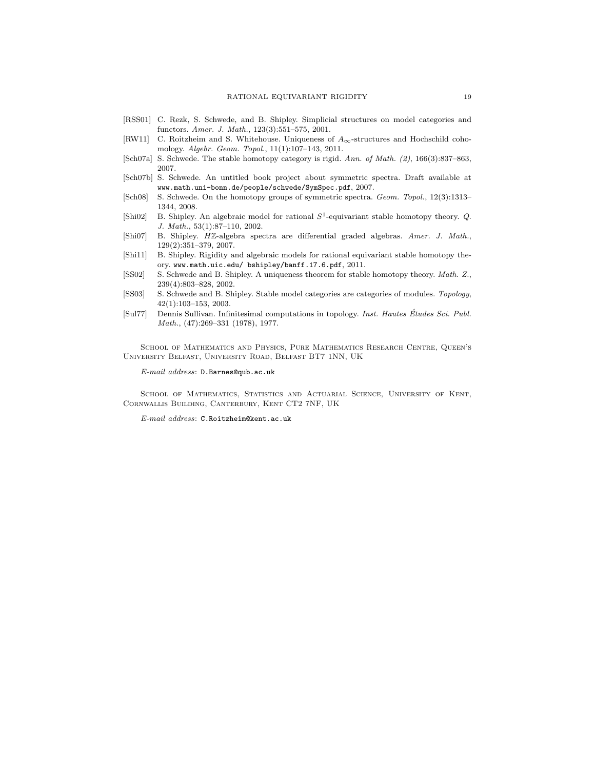[RSS01] C. Rezk, S. Schwede, and B. Shipley. Simplicial structures on model categories and functors. *Amer. J. Math.*, 123(3):551–575, 2001.

[RW11] C. Roitzheim and S. Whitehouse. Uniqueness of $A_\infty$-structures and Hochschild cohomology. *Algebr. Geom. Topol.*, 11(1):107–143, 2011.

[Sch07a] S. Schwede. The stable homotopy category is rigid. *Ann. of Math. (2)*, 166(3):837–863, 2007.

[Sch07b] S. Schwede. An untitled book project about symmetric spectra. Draft available at `www.math.uni-bonn.de/people/schwede/SymSpec.pdf`, 2007.

[Sch08] S. Schwede. On the homotopy groups of symmetric spectra. *Geom. Topol.*, 12(3):1313–1344, 2008.

[Shi02] B. Shipley. An algebraic model for rational $S^1$-equivariant stable homotopy theory. *Q. J. Math.*, 53(1):87–110, 2002.

[Shi07] B. Shipley. $H\mathbb{Z}$-algebra spectra are differential graded algebras. *Amer. J. Math.*, 129(2):351–379, 2007.

[Shi11] B. Shipley. Rigidity and algebraic models for rational equivariant stable homotopy theory. `www.math.uic.edu/ bshipley/banff.17.6.pdf`, 2011.

[SS02] S. Schwede and B. Shipley. A uniqueness theorem for stable homotopy theory. *Math. Z.*, 239(4):803–828, 2002.

[SS03] S. Schwede and B. Shipley. Stable model categories are categories of modules. *Topology*, 42(1):103–153, 2003.

[Sul77] Dennis Sullivan. Infinitesimal computations in topology. *Inst. Hautes Études Sci. Publ. Math.*, (47):269–331 (1978), 1977.

School of Mathematics and Physics, Pure Mathematics Research Centre, Queen's University Belfast, University Road, Belfast BT7 1NN, UK

*E-mail address*: `D.Barnes@qub.ac.uk`

School of Mathematics, Statistics and Actuarial Science, University of Kent, Cornwallis Building, Canterbury, Kent CT2 7NF, UK

*E-mail address*: `C.Roitzheim@kent.ac.uk`